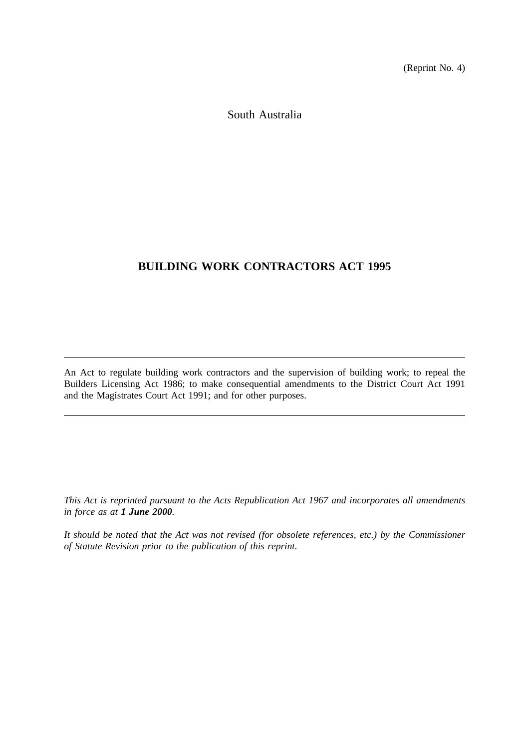(Reprint No. 4)

South Australia

# BUILDING WORK CONTRACTORS ACT 1995

---

An Act to regulate building work contractors and the supervision of building work; to repeal the Builders Licensing Act 1986; to make consequential amendments to the District Court Act 1991 and the Magistrates Court Act 1991; and for other purposes.

---

*This Act is reprinted pursuant to the Acts Republication Act 1967 and incorporates all amendments in force as at **1 June 2000**.*

*It should be noted that the Act was not revised (for obsolete references, etc.) by the Commissioner of Statute Revision prior to the publication of this reprint.*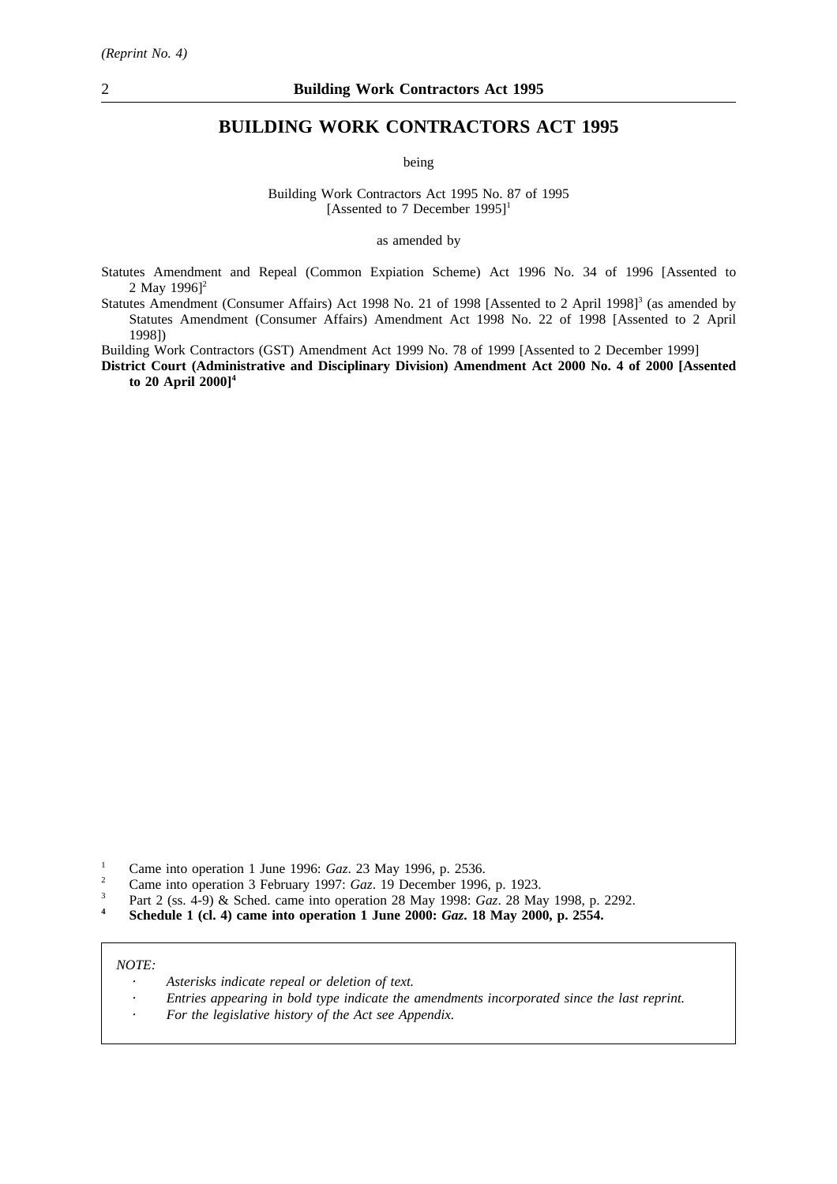# BUILDING WORK CONTRACTORS ACT 1995

being

Building Work Contractors Act 1995 No. 87 of 1995
[Assented to 7 December 1995][1]

as amended by

Statutes Amendment and Repeal (Common Expiation Scheme) Act 1996 No. 34 of 1996 [Assented to 2 May 1996][2]

Statutes Amendment (Consumer Affairs) Act 1998 No. 21 of 1998 [Assented to 2 April 1998][3] (as amended by Statutes Amendment (Consumer Affairs) Amendment Act 1998 No. 22 of 1998 [Assented to 2 April 1998])

Building Work Contractors (GST) Amendment Act 1999 No. 78 of 1999 [Assented to 2 December 1999]

**District Court (Administrative and Disciplinary Division) Amendment Act 2000 No. 4 of 2000 [Assented to 20 April 2000][4]**

[1] Came into operation 1 June 1996: *Gaz*. 23 May 1996, p. 2536.

[2] Came into operation 3 February 1997: *Gaz*. 19 December 1996, p. 1923.

[3] Part 2 (ss. 4-9) & Sched. came into operation 28 May 1998: *Gaz*. 28 May 1998, p. 2292.

**[4] Schedule 1 (cl. 4) came into operation 1 June 2000: *Gaz*. 18 May 2000, p. 2554.**

*NOTE:*

- *Asterisks indicate repeal or deletion of text.*
- *Entries appearing in bold type indicate the amendments incorporated since the last reprint.*
- *For the legislative history of the Act see Appendix.*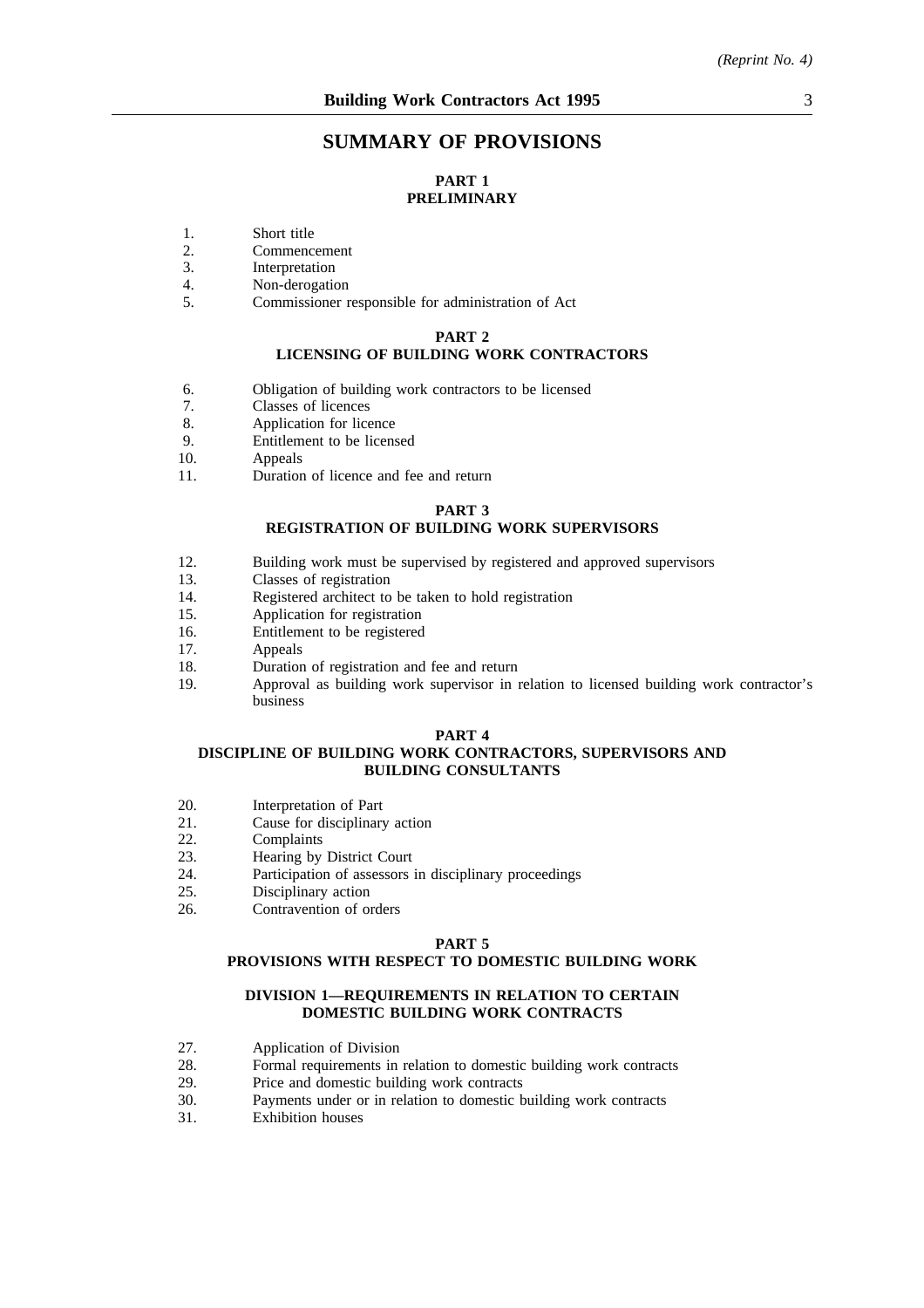# SUMMARY OF PROVISIONS

## PART 1
## PRELIMINARY

1. Short title
2. Commencement
3. Interpretation
4. Non-derogation
5. Commissioner responsible for administration of Act

## PART 2
## LICENSING OF BUILDING WORK CONTRACTORS

6. Obligation of building work contractors to be licensed
7. Classes of licences
8. Application for licence
9. Entitlement to be licensed
10. Appeals
11. Duration of licence and fee and return

## PART 3
## REGISTRATION OF BUILDING WORK SUPERVISORS

12. Building work must be supervised by registered and approved supervisors
13. Classes of registration
14. Registered architect to be taken to hold registration
15. Application for registration
16. Entitlement to be registered
17. Appeals
18. Duration of registration and fee and return
19. Approval as building work supervisor in relation to licensed building work contractor's business

## PART 4
## DISCIPLINE OF BUILDING WORK CONTRACTORS, SUPERVISORS AND BUILDING CONSULTANTS

20. Interpretation of Part
21. Cause for disciplinary action
22. Complaints
23. Hearing by District Court
24. Participation of assessors in disciplinary proceedings
25. Disciplinary action
26. Contravention of orders

## PART 5
## PROVISIONS WITH RESPECT TO DOMESTIC BUILDING WORK

### DIVISION 1—REQUIREMENTS IN RELATION TO CERTAIN DOMESTIC BUILDING WORK CONTRACTS

27. Application of Division
28. Formal requirements in relation to domestic building work contracts
29. Price and domestic building work contracts
30. Payments under or in relation to domestic building work contracts
31. Exhibition houses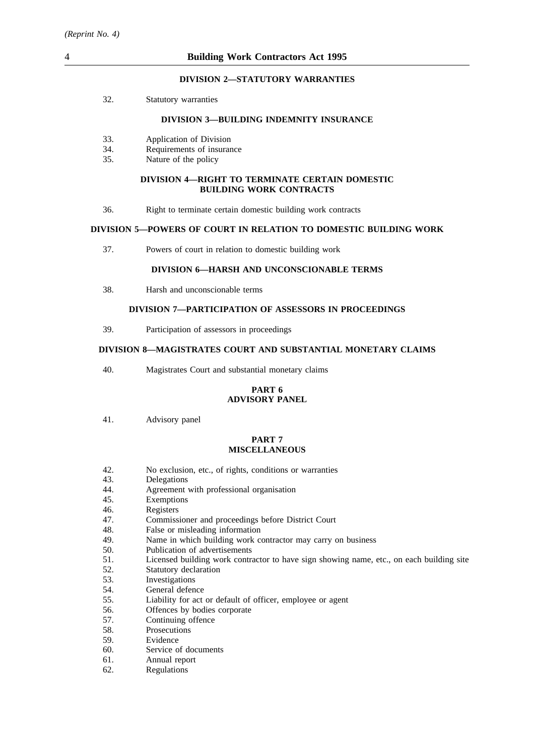#### DIVISION 2—STATUTORY WARRANTIES

32. Statutory warranties

#### DIVISION 3—BUILDING INDEMNITY INSURANCE

33. Application of Division
34. Requirements of insurance
35. Nature of the policy

#### DIVISION 4—RIGHT TO TERMINATE CERTAIN DOMESTIC BUILDING WORK CONTRACTS

36. Right to terminate certain domestic building work contracts

#### DIVISION 5—POWERS OF COURT IN RELATION TO DOMESTIC BUILDING WORK

37. Powers of court in relation to domestic building work

#### DIVISION 6—HARSH AND UNCONSCIONABLE TERMS

38. Harsh and unconscionable terms

#### DIVISION 7—PARTICIPATION OF ASSESSORS IN PROCEEDINGS

39. Participation of assessors in proceedings

#### DIVISION 8—MAGISTRATES COURT AND SUBSTANTIAL MONETARY CLAIMS

40. Magistrates Court and substantial monetary claims

### PART 6
### ADVISORY PANEL

41. Advisory panel

### PART 7
### MISCELLANEOUS

42. No exclusion, etc., of rights, conditions or warranties
43. Delegations
44. Agreement with professional organisation
45. Exemptions
46. Registers
47. Commissioner and proceedings before District Court
48. False or misleading information
49. Name in which building work contractor may carry on business
50. Publication of advertisements
51. Licensed building work contractor to have sign showing name, etc., on each building site
52. Statutory declaration
53. Investigations
54. General defence
55. Liability for act or default of officer, employee or agent
56. Offences by bodies corporate
57. Continuing offence
58. Prosecutions
59. Evidence
60. Service of documents
61. Annual report
62. Regulations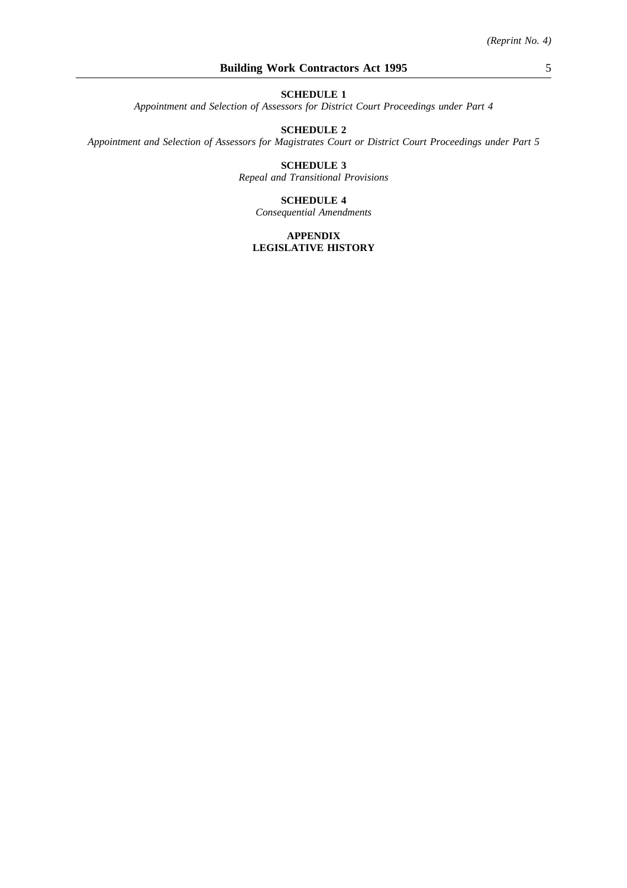**SCHEDULE 1**

*Appointment and Selection of Assessors for District Court Proceedings under Part 4*

**SCHEDULE 2**

*Appointment and Selection of Assessors for Magistrates Court or District Court Proceedings under Part 5*

**SCHEDULE 3**

*Repeal and Transitional Provisions*

**SCHEDULE 4**

*Consequential Amendments*

**APPENDIX**

**LEGISLATIVE HISTORY**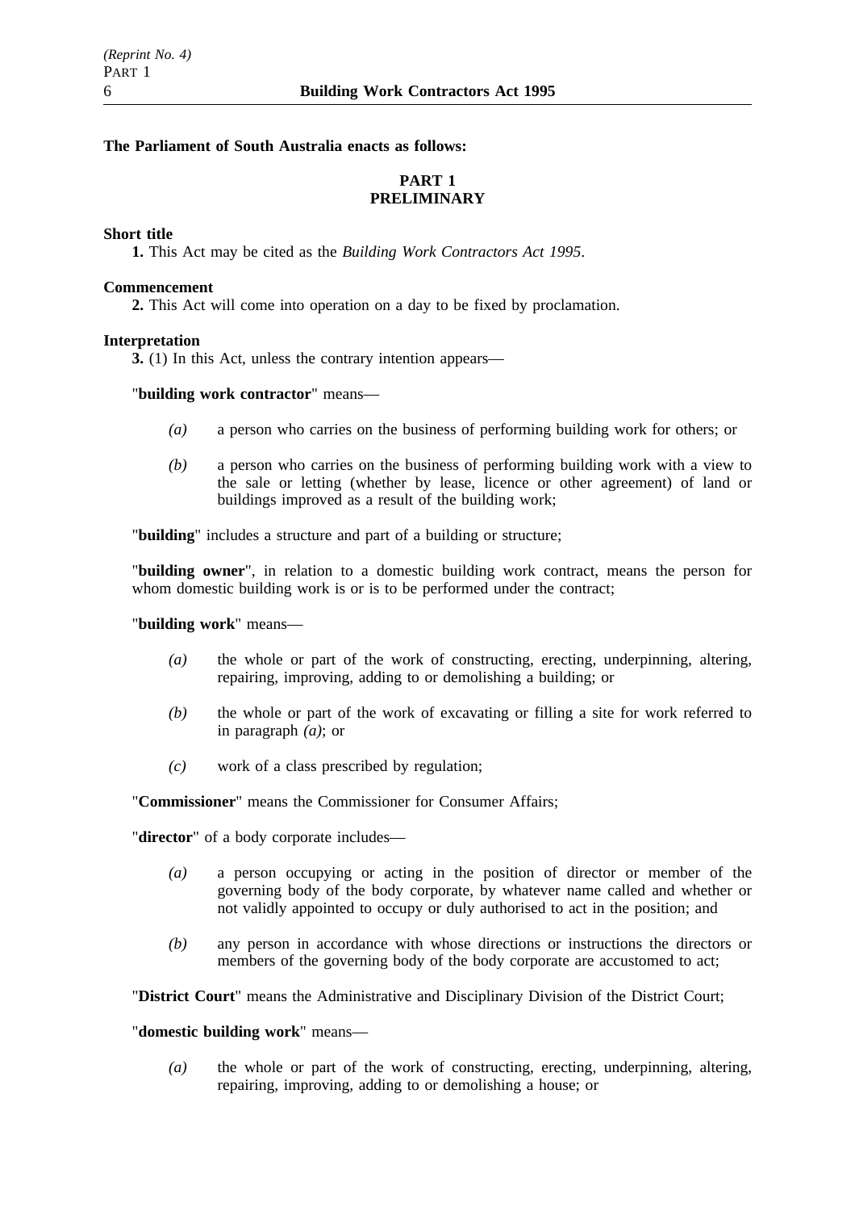**The Parliament of South Australia enacts as follows:**

## PART 1
## PRELIMINARY

**Short title**

**1.** This Act may be cited as the *Building Work Contractors Act 1995*.

**Commencement**

**2.** This Act will come into operation on a day to be fixed by proclamation.

**Interpretation**

**3.** (1) In this Act, unless the contrary intention appears—

"**building work contractor**" means—

*(a)* a person who carries on the business of performing building work for others; or

*(b)* a person who carries on the business of performing building work with a view to the sale or letting (whether by lease, licence or other agreement) of land or buildings improved as a result of the building work;

"**building**" includes a structure and part of a building or structure;

"**building owner**", in relation to a domestic building work contract, means the person for whom domestic building work is or is to be performed under the contract;

"**building work**" means—

*(a)* the whole or part of the work of constructing, erecting, underpinning, altering, repairing, improving, adding to or demolishing a building; or

*(b)* the whole or part of the work of excavating or filling a site for work referred to in paragraph *(a)*; or

*(c)* work of a class prescribed by regulation;

"**Commissioner**" means the Commissioner for Consumer Affairs;

"**director**" of a body corporate includes—

*(a)* a person occupying or acting in the position of director or member of the governing body of the body corporate, by whatever name called and whether or not validly appointed to occupy or duly authorised to act in the position; and

*(b)* any person in accordance with whose directions or instructions the directors or members of the governing body of the body corporate are accustomed to act;

"**District Court**" means the Administrative and Disciplinary Division of the District Court;

"**domestic building work**" means—

*(a)* the whole or part of the work of constructing, erecting, underpinning, altering, repairing, improving, adding to or demolishing a house; or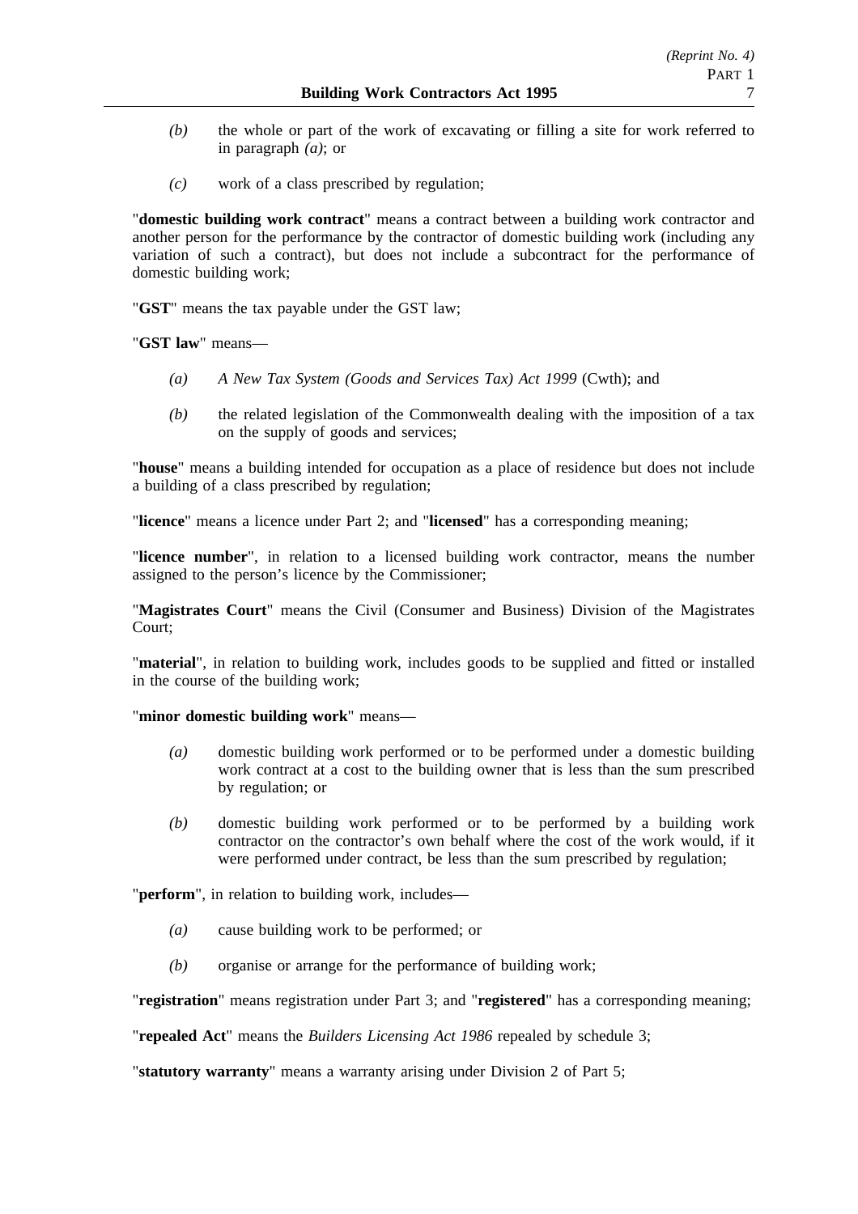*(b)* the whole or part of the work of excavating or filling a site for work referred to in paragraph *(a)*; or

*(c)* work of a class prescribed by regulation;

"**domestic building work contract**" means a contract between a building work contractor and another person for the performance by the contractor of domestic building work (including any variation of such a contract), but does not include a subcontract for the performance of domestic building work;

"**GST**" means the tax payable under the GST law;

"**GST law**" means—

*(a)* *A New Tax System (Goods and Services Tax) Act 1999* (Cwth); and

*(b)* the related legislation of the Commonwealth dealing with the imposition of a tax on the supply of goods and services;

"**house**" means a building intended for occupation as a place of residence but does not include a building of a class prescribed by regulation;

"**licence**" means a licence under Part 2; and "**licensed**" has a corresponding meaning;

"**licence number**", in relation to a licensed building work contractor, means the number assigned to the person's licence by the Commissioner;

"**Magistrates Court**" means the Civil (Consumer and Business) Division of the Magistrates Court;

"**material**", in relation to building work, includes goods to be supplied and fitted or installed in the course of the building work;

"**minor domestic building work**" means—

*(a)* domestic building work performed or to be performed under a domestic building work contract at a cost to the building owner that is less than the sum prescribed by regulation; or

*(b)* domestic building work performed or to be performed by a building work contractor on the contractor's own behalf where the cost of the work would, if it were performed under contract, be less than the sum prescribed by regulation;

"**perform**", in relation to building work, includes—

*(a)* cause building work to be performed; or

*(b)* organise or arrange for the performance of building work;

"**registration**" means registration under Part 3; and "**registered**" has a corresponding meaning;

"**repealed Act**" means the *Builders Licensing Act 1986* repealed by schedule 3;

"**statutory warranty**" means a warranty arising under Division 2 of Part 5;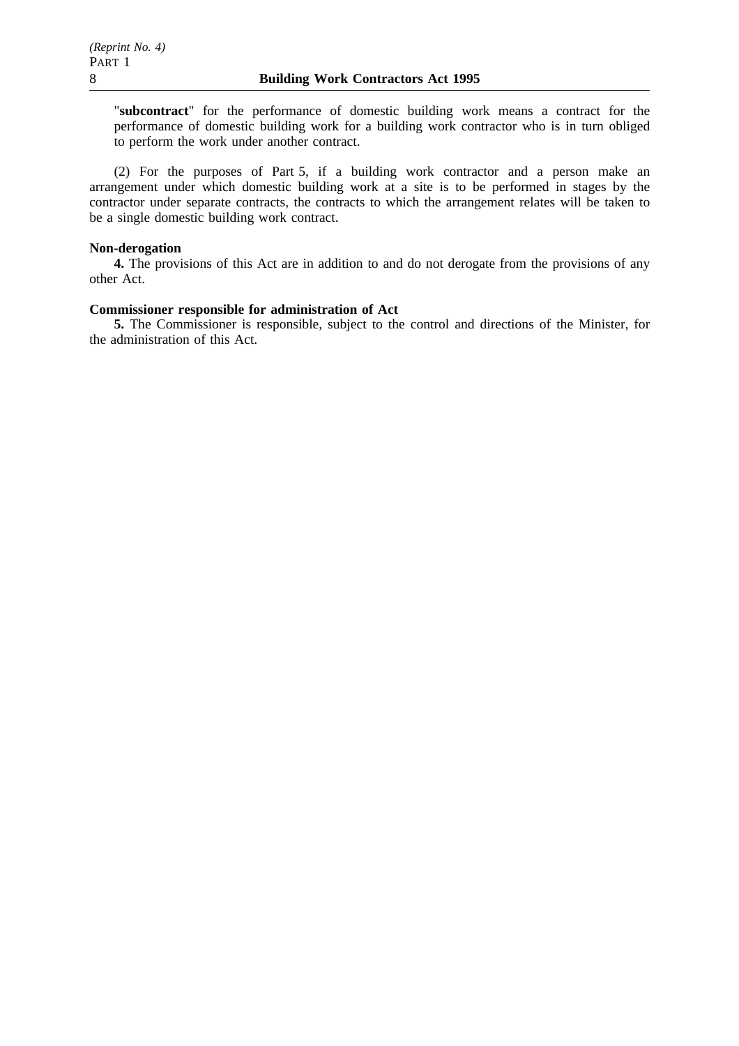"**subcontract**" for the performance of domestic building work means a contract for the performance of domestic building work for a building work contractor who is in turn obliged to perform the work under another contract.

(2) For the purposes of Part 5, if a building work contractor and a person make an arrangement under which domestic building work at a site is to be performed in stages by the contractor under separate contracts, the contracts to which the arrangement relates will be taken to be a single domestic building work contract.

**Non-derogation**

**4.** The provisions of this Act are in addition to and do not derogate from the provisions of any other Act.

**Commissioner responsible for administration of Act**

**5.** The Commissioner is responsible, subject to the control and directions of the Minister, for the administration of this Act.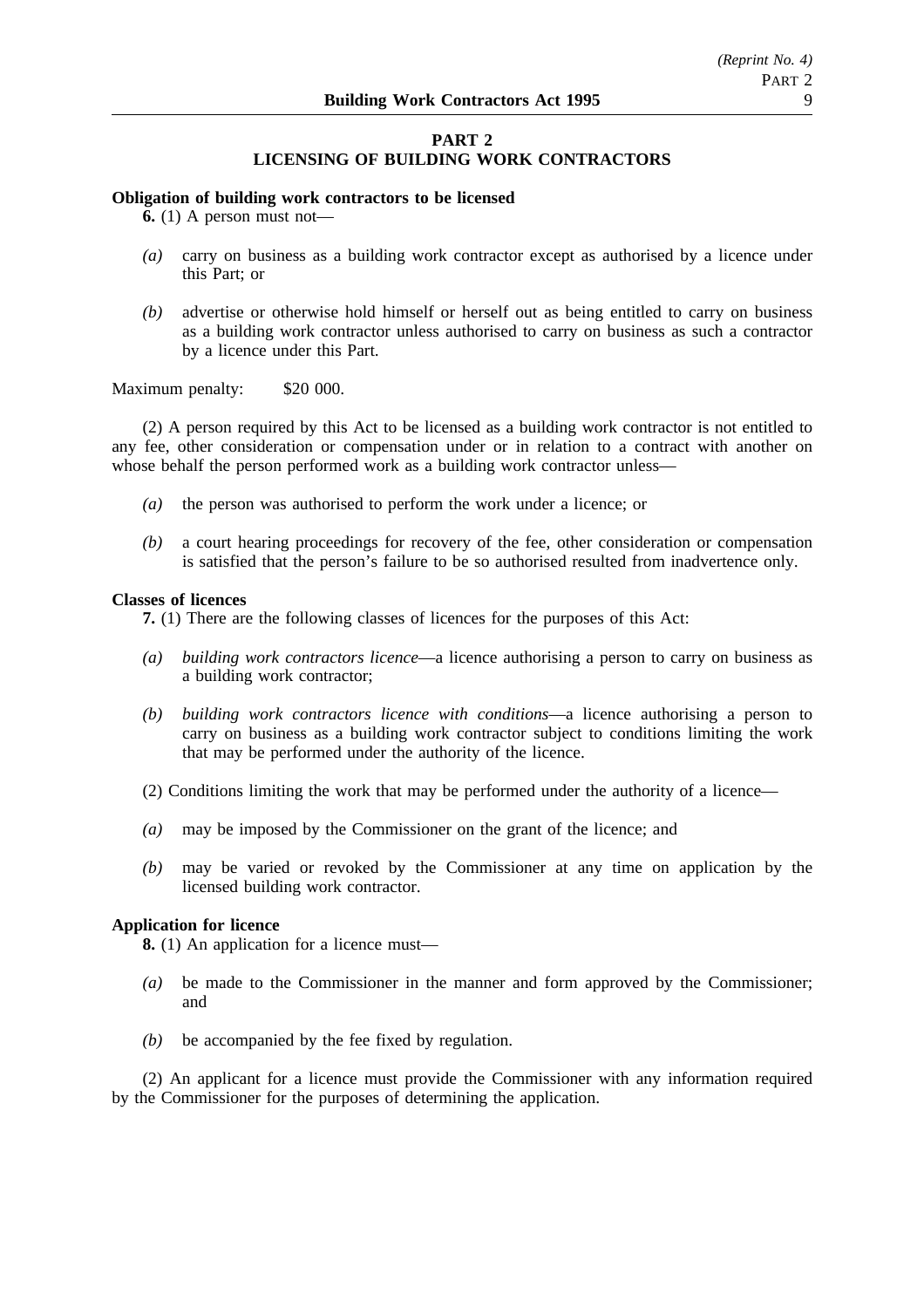## PART 2
## LICENSING OF BUILDING WORK CONTRACTORS

**Obligation of building work contractors to be licensed**

**6.** (1) A person must not—

*(a)* carry on business as a building work contractor except as authorised by a licence under this Part; or

*(b)* advertise or otherwise hold himself or herself out as being entitled to carry on business as a building work contractor unless authorised to carry on business as such a contractor by a licence under this Part.

Maximum penalty: $20 000.

(2) A person required by this Act to be licensed as a building work contractor is not entitled to any fee, other consideration or compensation under or in relation to a contract with another on whose behalf the person performed work as a building work contractor unless—

*(a)* the person was authorised to perform the work under a licence; or

*(b)* a court hearing proceedings for recovery of the fee, other consideration or compensation is satisfied that the person's failure to be so authorised resulted from inadvertence only.

**Classes of licences**

**7.** (1) There are the following classes of licences for the purposes of this Act:

*(a)* *building work contractors licence*—a licence authorising a person to carry on business as a building work contractor;

*(b)* *building work contractors licence with conditions*—a licence authorising a person to carry on business as a building work contractor subject to conditions limiting the work that may be performed under the authority of the licence.

(2) Conditions limiting the work that may be performed under the authority of a licence—

*(a)* may be imposed by the Commissioner on the grant of the licence; and

*(b)* may be varied or revoked by the Commissioner at any time on application by the licensed building work contractor.

**Application for licence**

**8.** (1) An application for a licence must—

*(a)* be made to the Commissioner in the manner and form approved by the Commissioner; and

*(b)* be accompanied by the fee fixed by regulation.

(2) An applicant for a licence must provide the Commissioner with any information required by the Commissioner for the purposes of determining the application.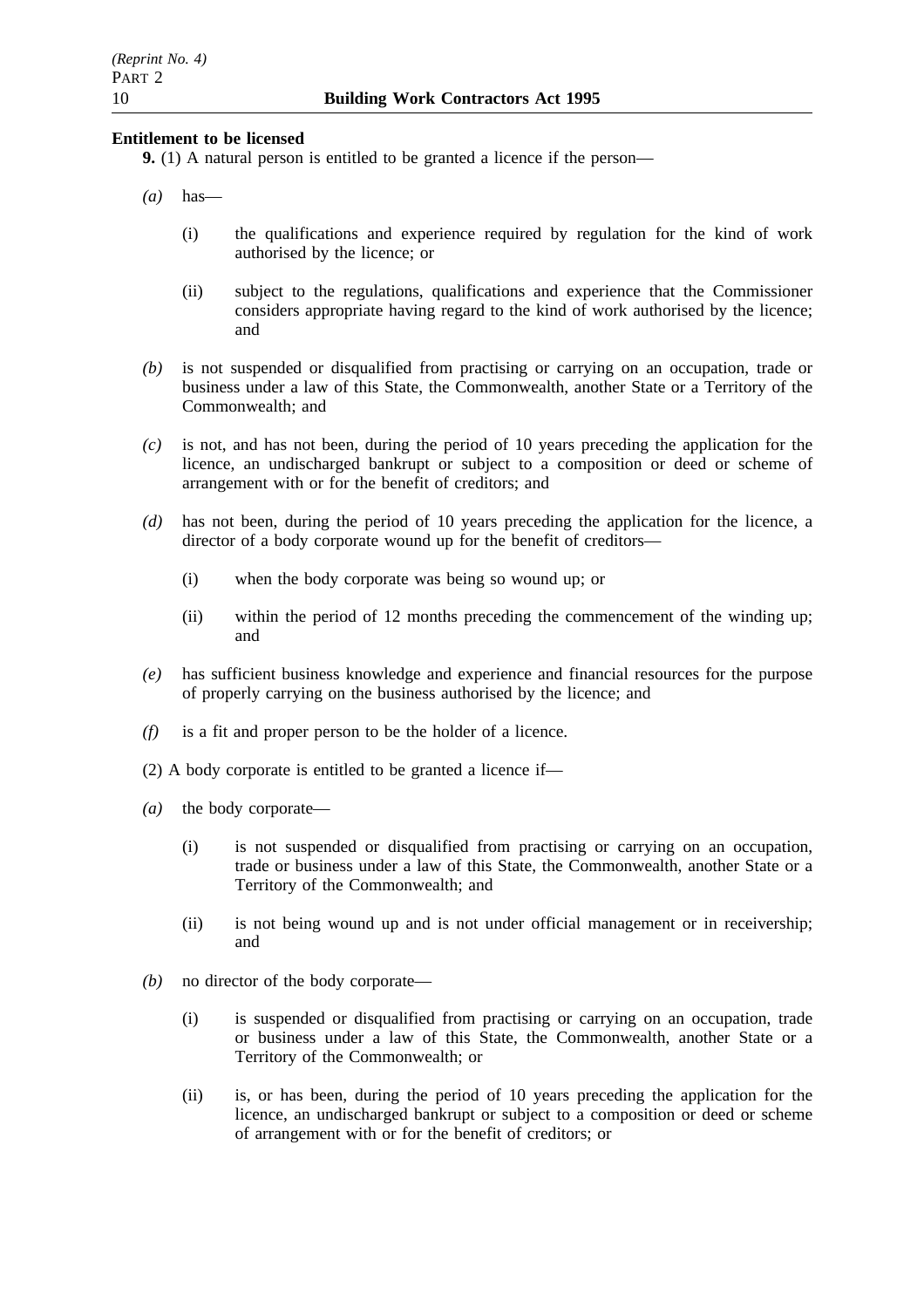**Entitlement to be licensed**

**9.** (1) A natural person is entitled to be granted a licence if the person—

*(a)* has—

(i) the qualifications and experience required by regulation for the kind of work authorised by the licence; or

(ii) subject to the regulations, qualifications and experience that the Commissioner considers appropriate having regard to the kind of work authorised by the licence; and

*(b)* is not suspended or disqualified from practising or carrying on an occupation, trade or business under a law of this State, the Commonwealth, another State or a Territory of the Commonwealth; and

*(c)* is not, and has not been, during the period of 10 years preceding the application for the licence, an undischarged bankrupt or subject to a composition or deed or scheme of arrangement with or for the benefit of creditors; and

*(d)* has not been, during the period of 10 years preceding the application for the licence, a director of a body corporate wound up for the benefit of creditors—

(i) when the body corporate was being so wound up; or

(ii) within the period of 12 months preceding the commencement of the winding up; and

*(e)* has sufficient business knowledge and experience and financial resources for the purpose of properly carrying on the business authorised by the licence; and

*(f)* is a fit and proper person to be the holder of a licence.

(2) A body corporate is entitled to be granted a licence if—

*(a)* the body corporate—

(i) is not suspended or disqualified from practising or carrying on an occupation, trade or business under a law of this State, the Commonwealth, another State or a Territory of the Commonwealth; and

(ii) is not being wound up and is not under official management or in receivership; and

*(b)* no director of the body corporate—

(i) is suspended or disqualified from practising or carrying on an occupation, trade or business under a law of this State, the Commonwealth, another State or a Territory of the Commonwealth; or

(ii) is, or has been, during the period of 10 years preceding the application for the licence, an undischarged bankrupt or subject to a composition or deed or scheme of arrangement with or for the benefit of creditors; or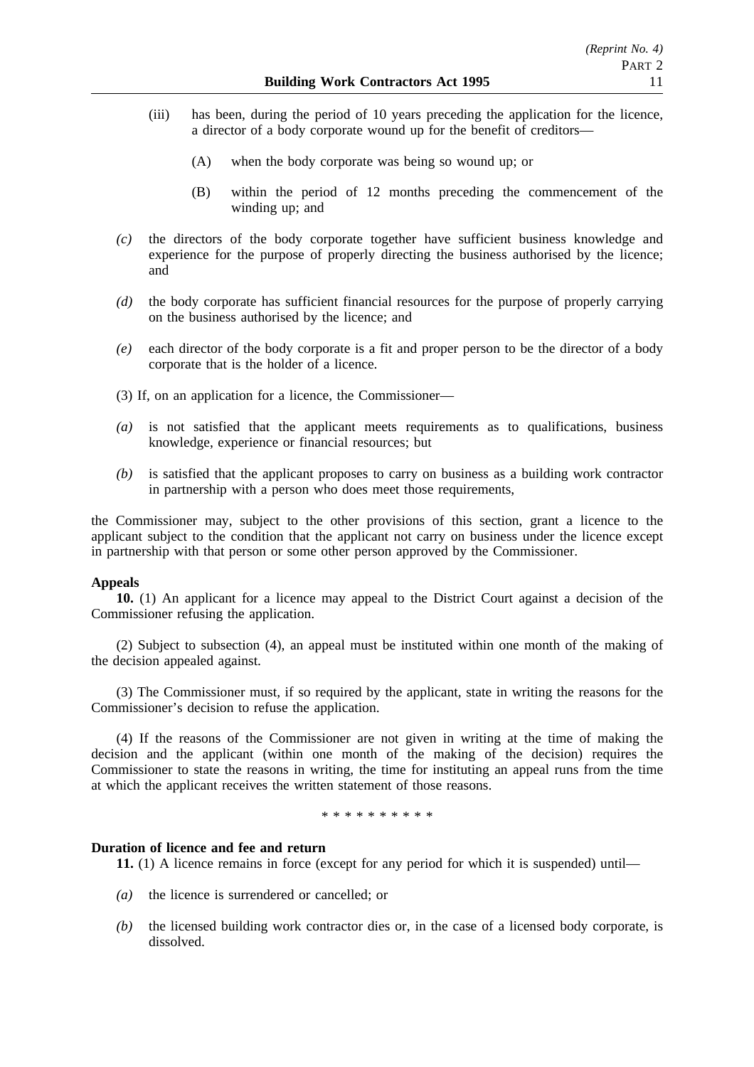(iii) has been, during the period of 10 years preceding the application for the licence, a director of a body corporate wound up for the benefit of creditors—

(A) when the body corporate was being so wound up; or

(B) within the period of 12 months preceding the commencement of the winding up; and

*(c)* the directors of the body corporate together have sufficient business knowledge and experience for the purpose of properly directing the business authorised by the licence; and

*(d)* the body corporate has sufficient financial resources for the purpose of properly carrying on the business authorised by the licence; and

*(e)* each director of the body corporate is a fit and proper person to be the director of a body corporate that is the holder of a licence.

(3) If, on an application for a licence, the Commissioner—

*(a)* is not satisfied that the applicant meets requirements as to qualifications, business knowledge, experience or financial resources; but

*(b)* is satisfied that the applicant proposes to carry on business as a building work contractor in partnership with a person who does meet those requirements,

the Commissioner may, subject to the other provisions of this section, grant a licence to the applicant subject to the condition that the applicant not carry on business under the licence except in partnership with that person or some other person approved by the Commissioner.

**Appeals**

**10.** (1) An applicant for a licence may appeal to the District Court against a decision of the Commissioner refusing the application.

(2) Subject to subsection (4), an appeal must be instituted within one month of the making of the decision appealed against.

(3) The Commissioner must, if so required by the applicant, state in writing the reasons for the Commissioner's decision to refuse the application.

(4) If the reasons of the Commissioner are not given in writing at the time of making the decision and the applicant (within one month of the making of the decision) requires the Commissioner to state the reasons in writing, the time for instituting an appeal runs from the time at which the applicant receives the written statement of those reasons.

* * * * * * * * * *

**Duration of licence and fee and return**

**11.** (1) A licence remains in force (except for any period for which it is suspended) until—

*(a)* the licence is surrendered or cancelled; or

*(b)* the licensed building work contractor dies or, in the case of a licensed body corporate, is dissolved.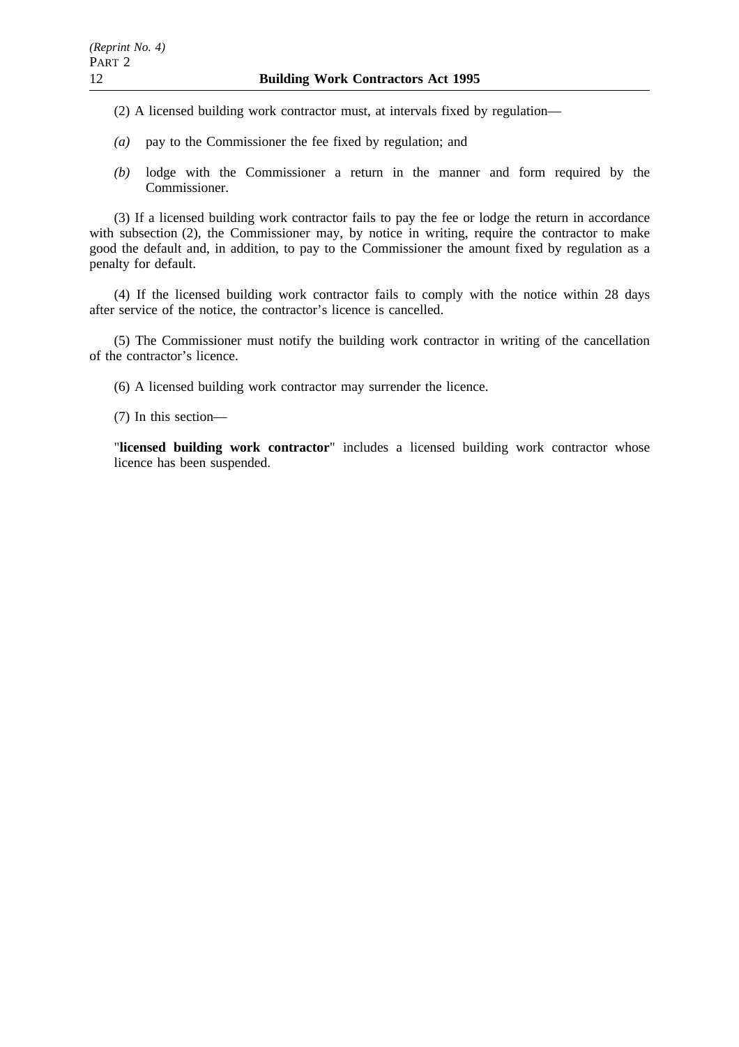(2) A licensed building work contractor must, at intervals fixed by regulation—

*(a)* pay to the Commissioner the fee fixed by regulation; and

*(b)* lodge with the Commissioner a return in the manner and form required by the Commissioner.

(3) If a licensed building work contractor fails to pay the fee or lodge the return in accordance with subsection (2), the Commissioner may, by notice in writing, require the contractor to make good the default and, in addition, to pay to the Commissioner the amount fixed by regulation as a penalty for default.

(4) If the licensed building work contractor fails to comply with the notice within 28 days after service of the notice, the contractor's licence is cancelled.

(5) The Commissioner must notify the building work contractor in writing of the cancellation of the contractor's licence.

(6) A licensed building work contractor may surrender the licence.

(7) In this section—

"**licensed building work contractor**" includes a licensed building work contractor whose licence has been suspended.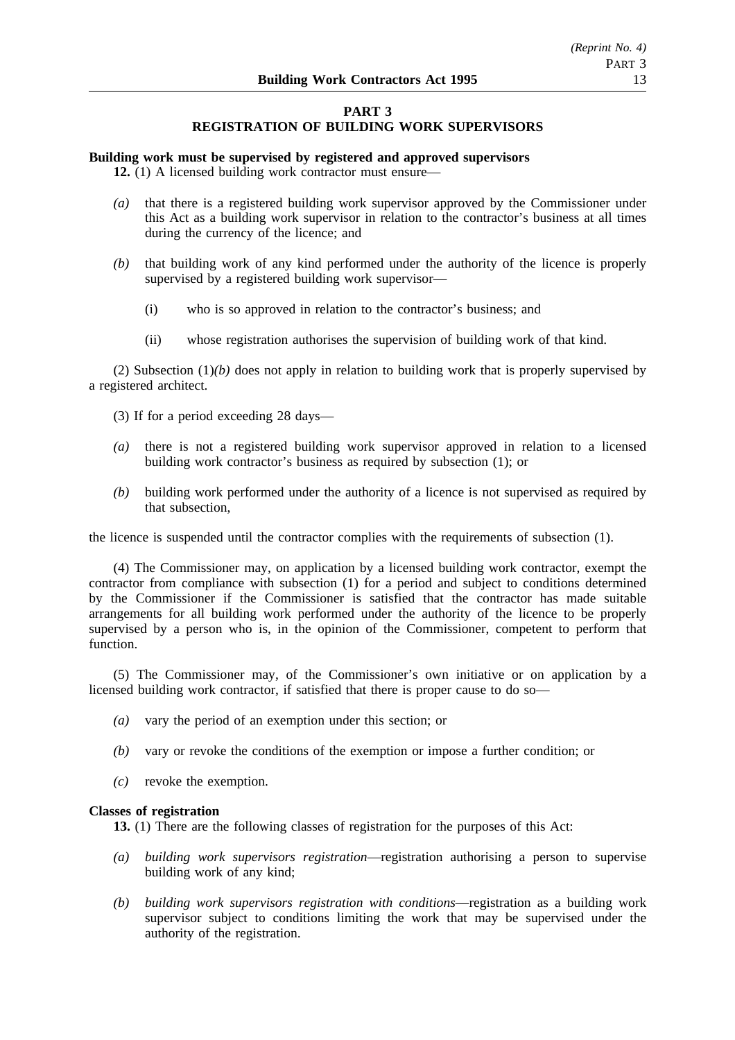## PART 3
## REGISTRATION OF BUILDING WORK SUPERVISORS

**Building work must be supervised by registered and approved supervisors**

**12.** (1) A licensed building work contractor must ensure—

*(a)* that there is a registered building work supervisor approved by the Commissioner under this Act as a building work supervisor in relation to the contractor's business at all times during the currency of the licence; and

*(b)* that building work of any kind performed under the authority of the licence is properly supervised by a registered building work supervisor—

(i) who is so approved in relation to the contractor's business; and

(ii) whose registration authorises the supervision of building work of that kind.

(2) Subsection (1)*(b)* does not apply in relation to building work that is properly supervised by a registered architect.

(3) If for a period exceeding 28 days—

*(a)* there is not a registered building work supervisor approved in relation to a licensed building work contractor's business as required by subsection (1); or

*(b)* building work performed under the authority of a licence is not supervised as required by that subsection,

the licence is suspended until the contractor complies with the requirements of subsection (1).

(4) The Commissioner may, on application by a licensed building work contractor, exempt the contractor from compliance with subsection (1) for a period and subject to conditions determined by the Commissioner if the Commissioner is satisfied that the contractor has made suitable arrangements for all building work performed under the authority of the licence to be properly supervised by a person who is, in the opinion of the Commissioner, competent to perform that function.

(5) The Commissioner may, of the Commissioner's own initiative or on application by a licensed building work contractor, if satisfied that there is proper cause to do so—

*(a)* vary the period of an exemption under this section; or

*(b)* vary or revoke the conditions of the exemption or impose a further condition; or

*(c)* revoke the exemption.

**Classes of registration**

**13.** (1) There are the following classes of registration for the purposes of this Act:

*(a)* *building work supervisors registration*—registration authorising a person to supervise building work of any kind;

*(b)* *building work supervisors registration with conditions*—registration as a building work supervisor subject to conditions limiting the work that may be supervised under the authority of the registration.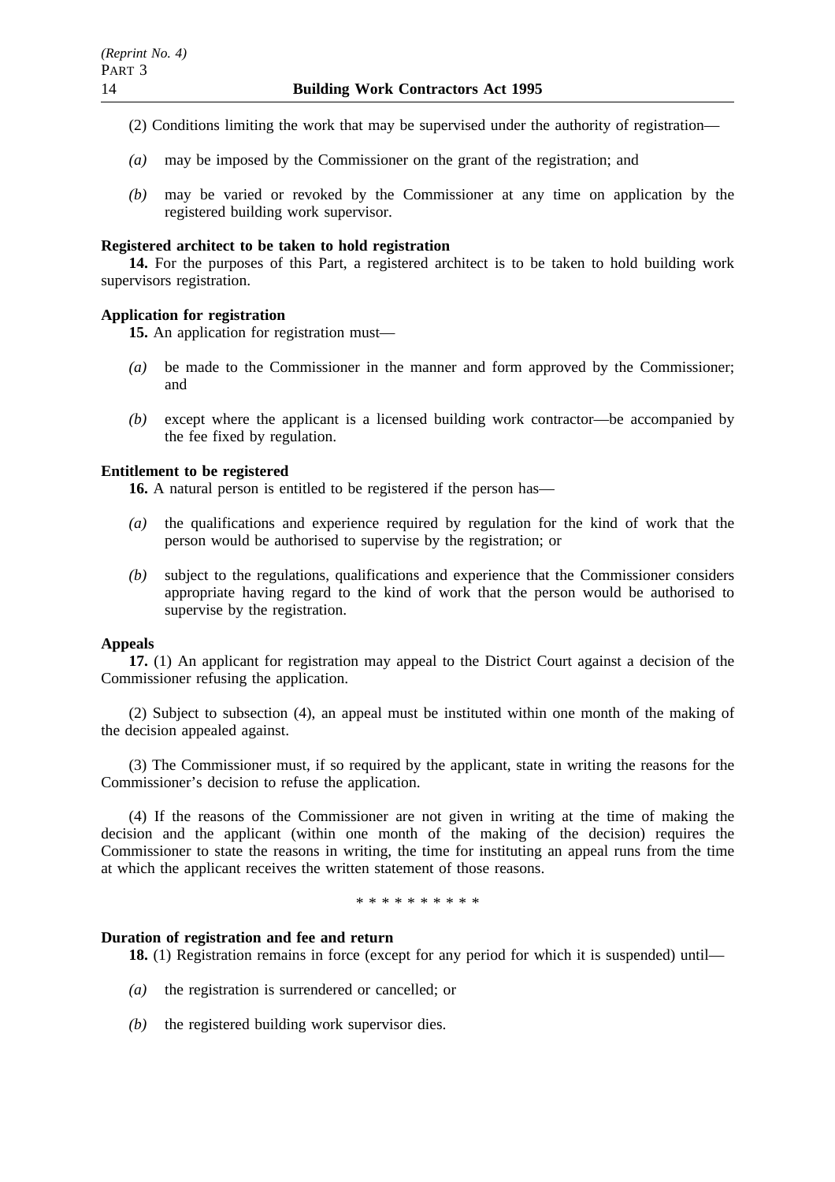(2) Conditions limiting the work that may be supervised under the authority of registration—

*(a)* may be imposed by the Commissioner on the grant of the registration; and

*(b)* may be varied or revoked by the Commissioner at any time on application by the registered building work supervisor.

**Registered architect to be taken to hold registration**

**14.** For the purposes of this Part, a registered architect is to be taken to hold building work supervisors registration.

**Application for registration**

**15.** An application for registration must—

*(a)* be made to the Commissioner in the manner and form approved by the Commissioner; and

*(b)* except where the applicant is a licensed building work contractor—be accompanied by the fee fixed by regulation.

**Entitlement to be registered**

**16.** A natural person is entitled to be registered if the person has—

*(a)* the qualifications and experience required by regulation for the kind of work that the person would be authorised to supervise by the registration; or

*(b)* subject to the regulations, qualifications and experience that the Commissioner considers appropriate having regard to the kind of work that the person would be authorised to supervise by the registration.

**Appeals**

**17.** (1) An applicant for registration may appeal to the District Court against a decision of the Commissioner refusing the application.

(2) Subject to subsection (4), an appeal must be instituted within one month of the making of the decision appealed against.

(3) The Commissioner must, if so required by the applicant, state in writing the reasons for the Commissioner's decision to refuse the application.

(4) If the reasons of the Commissioner are not given in writing at the time of making the decision and the applicant (within one month of the making of the decision) requires the Commissioner to state the reasons in writing, the time for instituting an appeal runs from the time at which the applicant receives the written statement of those reasons.

* * * * * * * * * *

**Duration of registration and fee and return**

**18.** (1) Registration remains in force (except for any period for which it is suspended) until—

*(a)* the registration is surrendered or cancelled; or

*(b)* the registered building work supervisor dies.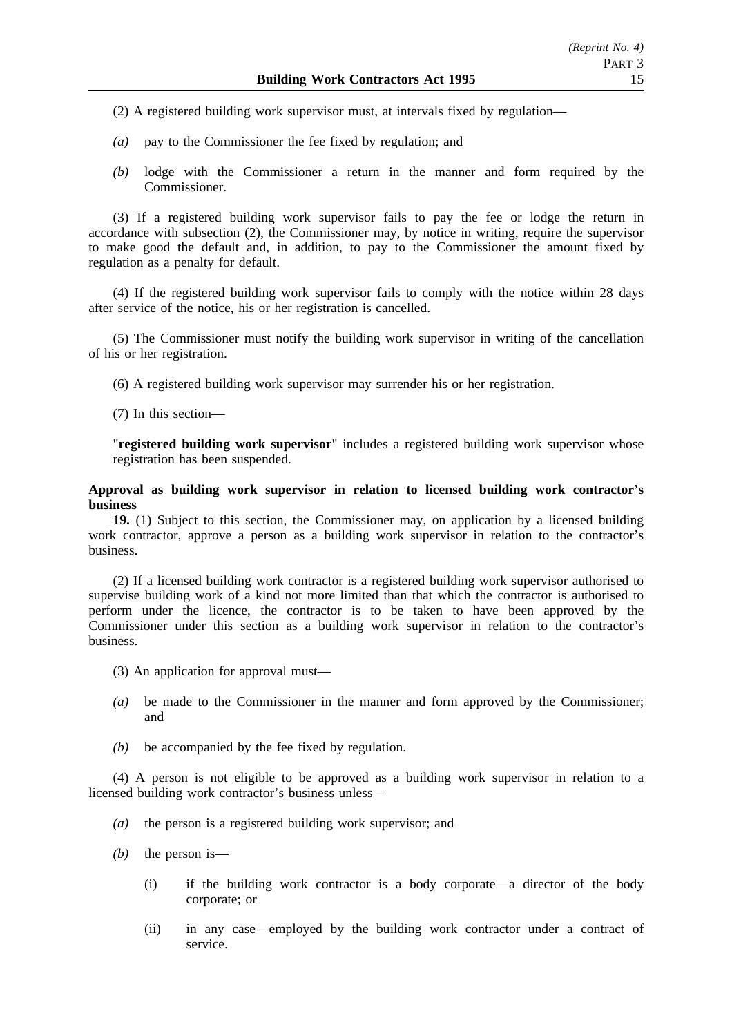(2) A registered building work supervisor must, at intervals fixed by regulation—

*(a)* pay to the Commissioner the fee fixed by regulation; and

*(b)* lodge with the Commissioner a return in the manner and form required by the Commissioner.

(3) If a registered building work supervisor fails to pay the fee or lodge the return in accordance with subsection (2), the Commissioner may, by notice in writing, require the supervisor to make good the default and, in addition, to pay to the Commissioner the amount fixed by regulation as a penalty for default.

(4) If the registered building work supervisor fails to comply with the notice within 28 days after service of the notice, his or her registration is cancelled.

(5) The Commissioner must notify the building work supervisor in writing of the cancellation of his or her registration.

(6) A registered building work supervisor may surrender his or her registration.

(7) In this section—

"**registered building work supervisor**" includes a registered building work supervisor whose registration has been suspended.

**Approval as building work supervisor in relation to licensed building work contractor's business**

**19.** (1) Subject to this section, the Commissioner may, on application by a licensed building work contractor, approve a person as a building work supervisor in relation to the contractor's business.

(2) If a licensed building work contractor is a registered building work supervisor authorised to supervise building work of a kind not more limited than that which the contractor is authorised to perform under the licence, the contractor is to be taken to have been approved by the Commissioner under this section as a building work supervisor in relation to the contractor's business.

(3) An application for approval must—

*(a)* be made to the Commissioner in the manner and form approved by the Commissioner; and

*(b)* be accompanied by the fee fixed by regulation.

(4) A person is not eligible to be approved as a building work supervisor in relation to a licensed building work contractor's business unless—

*(a)* the person is a registered building work supervisor; and

*(b)* the person is—

(i) if the building work contractor is a body corporate—a director of the body corporate; or

(ii) in any case—employed by the building work contractor under a contract of service.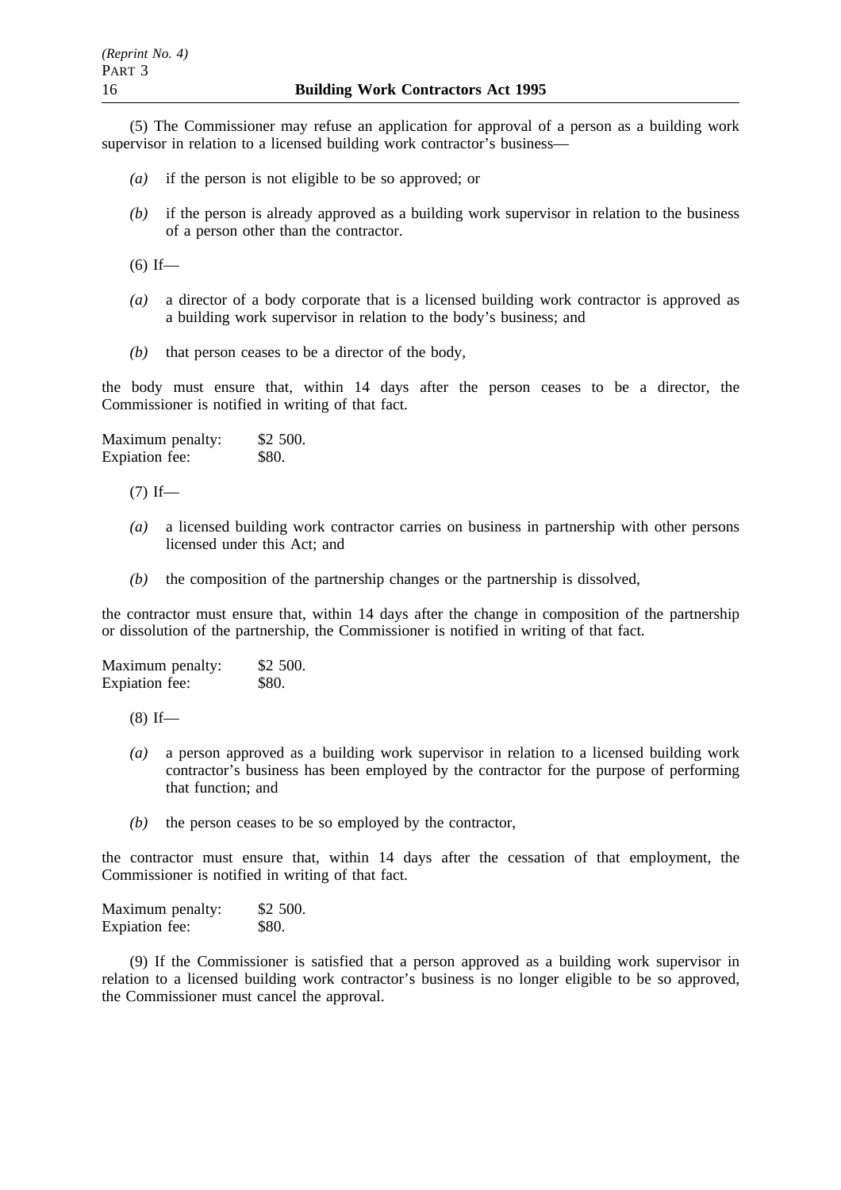(5) The Commissioner may refuse an application for approval of a person as a building work supervisor in relation to a licensed building work contractor's business—

*(a)* if the person is not eligible to be so approved; or

*(b)* if the person is already approved as a building work supervisor in relation to the business of a person other than the contractor.

(6) If—

*(a)* a director of a body corporate that is a licensed building work contractor is approved as a building work supervisor in relation to the body's business; and

*(b)* that person ceases to be a director of the body,

the body must ensure that, within 14 days after the person ceases to be a director, the Commissioner is notified in writing of that fact.

Maximum penalty: $2 500.
Expiation fee: $80.

(7) If—

*(a)* a licensed building work contractor carries on business in partnership with other persons licensed under this Act; and

*(b)* the composition of the partnership changes or the partnership is dissolved,

the contractor must ensure that, within 14 days after the change in composition of the partnership or dissolution of the partnership, the Commissioner is notified in writing of that fact.

Maximum penalty: $2 500.
Expiation fee: $80.

(8) If—

*(a)* a person approved as a building work supervisor in relation to a licensed building work contractor's business has been employed by the contractor for the purpose of performing that function; and

*(b)* the person ceases to be so employed by the contractor,

the contractor must ensure that, within 14 days after the cessation of that employment, the Commissioner is notified in writing of that fact.

Maximum penalty: $2 500.
Expiation fee: $80.

(9) If the Commissioner is satisfied that a person approved as a building work supervisor in relation to a licensed building work contractor's business is no longer eligible to be so approved, the Commissioner must cancel the approval.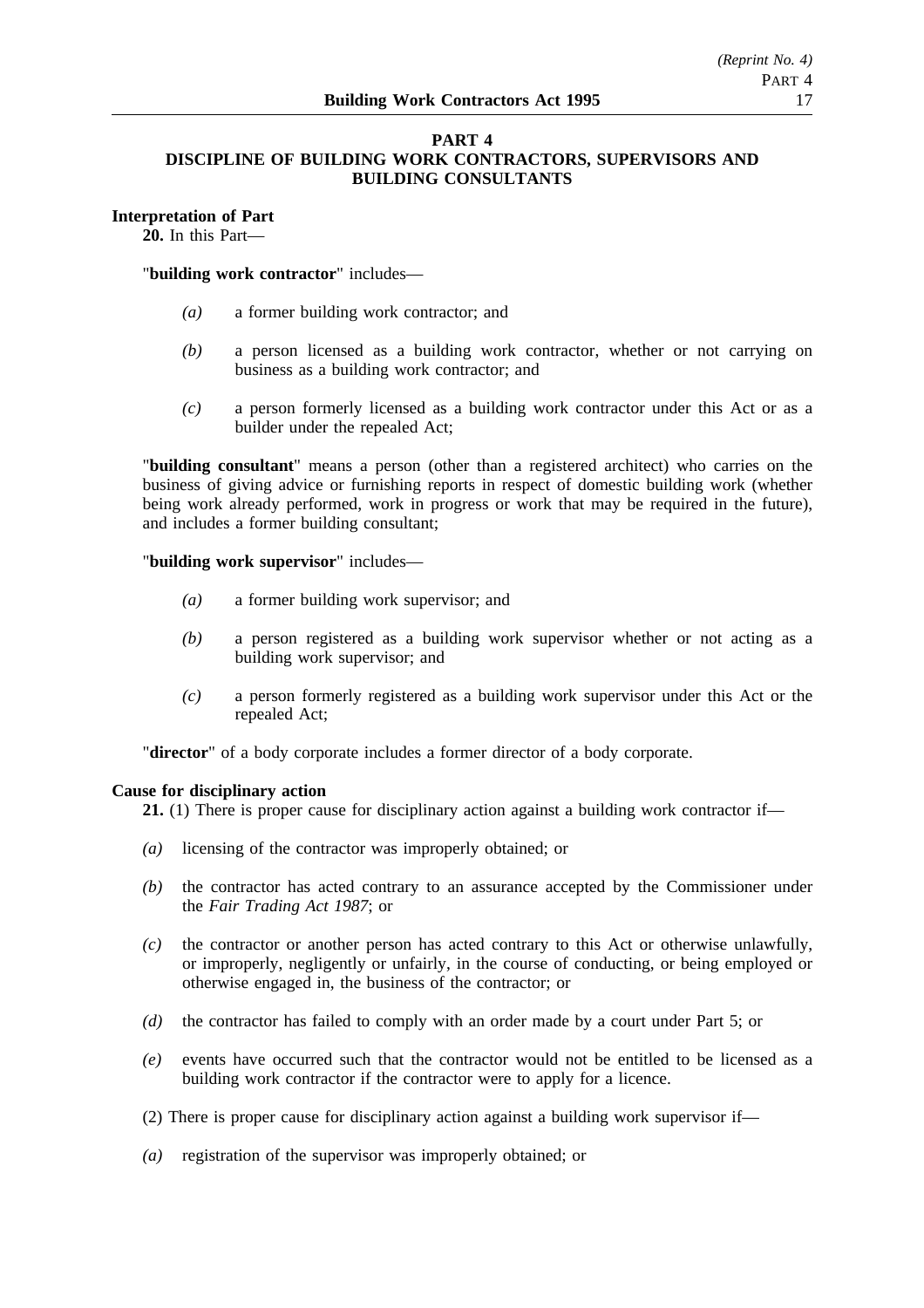## PART 4
## DISCIPLINE OF BUILDING WORK CONTRACTORS, SUPERVISORS AND BUILDING CONSULTANTS

**Interpretation of Part**

**20.** In this Part—

"**building work contractor**" includes—

*(a)* a former building work contractor; and

*(b)* a person licensed as a building work contractor, whether or not carrying on business as a building work contractor; and

*(c)* a person formerly licensed as a building work contractor under this Act or as a builder under the repealed Act;

"**building consultant**" means a person (other than a registered architect) who carries on the business of giving advice or furnishing reports in respect of domestic building work (whether being work already performed, work in progress or work that may be required in the future), and includes a former building consultant;

"**building work supervisor**" includes—

*(a)* a former building work supervisor; and

*(b)* a person registered as a building work supervisor whether or not acting as a building work supervisor; and

*(c)* a person formerly registered as a building work supervisor under this Act or the repealed Act;

"**director**" of a body corporate includes a former director of a body corporate.

**Cause for disciplinary action**

**21.** (1) There is proper cause for disciplinary action against a building work contractor if—

*(a)* licensing of the contractor was improperly obtained; or

*(b)* the contractor has acted contrary to an assurance accepted by the Commissioner under the *Fair Trading Act 1987*; or

*(c)* the contractor or another person has acted contrary to this Act or otherwise unlawfully, or improperly, negligently or unfairly, in the course of conducting, or being employed or otherwise engaged in, the business of the contractor; or

*(d)* the contractor has failed to comply with an order made by a court under Part 5; or

*(e)* events have occurred such that the contractor would not be entitled to be licensed as a building work contractor if the contractor were to apply for a licence.

(2) There is proper cause for disciplinary action against a building work supervisor if—

*(a)* registration of the supervisor was improperly obtained; or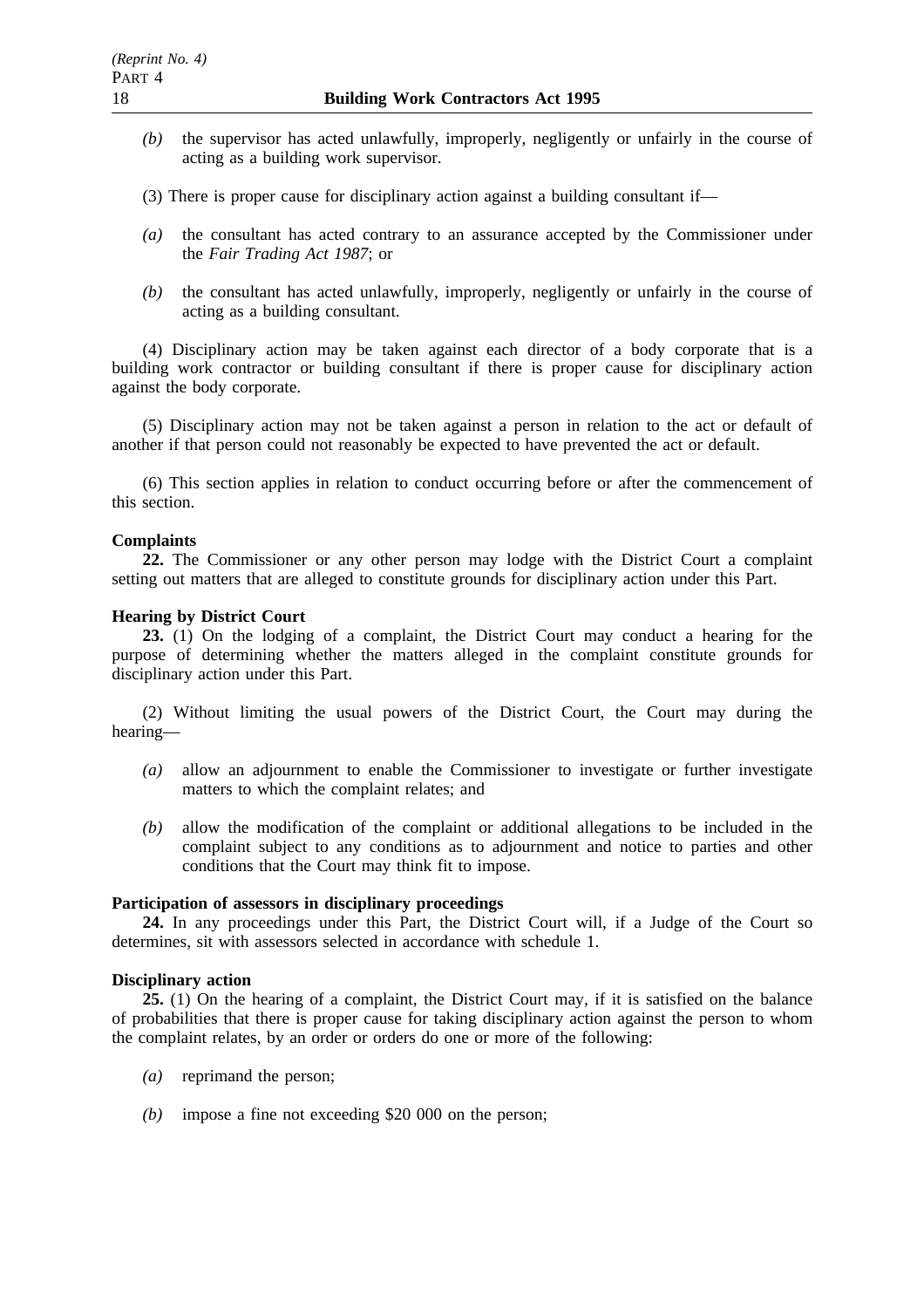*(b)* the supervisor has acted unlawfully, improperly, negligently or unfairly in the course of acting as a building work supervisor.

(3) There is proper cause for disciplinary action against a building consultant if—

*(a)* the consultant has acted contrary to an assurance accepted by the Commissioner under the *Fair Trading Act 1987*; or

*(b)* the consultant has acted unlawfully, improperly, negligently or unfairly in the course of acting as a building consultant.

(4) Disciplinary action may be taken against each director of a body corporate that is a building work contractor or building consultant if there is proper cause for disciplinary action against the body corporate.

(5) Disciplinary action may not be taken against a person in relation to the act or default of another if that person could not reasonably be expected to have prevented the act or default.

(6) This section applies in relation to conduct occurring before or after the commencement of this section.

**Complaints**

**22.** The Commissioner or any other person may lodge with the District Court a complaint setting out matters that are alleged to constitute grounds for disciplinary action under this Part.

**Hearing by District Court**

**23.** (1) On the lodging of a complaint, the District Court may conduct a hearing for the purpose of determining whether the matters alleged in the complaint constitute grounds for disciplinary action under this Part.

(2) Without limiting the usual powers of the District Court, the Court may during the hearing—

*(a)* allow an adjournment to enable the Commissioner to investigate or further investigate matters to which the complaint relates; and

*(b)* allow the modification of the complaint or additional allegations to be included in the complaint subject to any conditions as to adjournment and notice to parties and other conditions that the Court may think fit to impose.

**Participation of assessors in disciplinary proceedings**

**24.** In any proceedings under this Part, the District Court will, if a Judge of the Court so determines, sit with assessors selected in accordance with schedule 1.

**Disciplinary action**

**25.** (1) On the hearing of a complaint, the District Court may, if it is satisfied on the balance of probabilities that there is proper cause for taking disciplinary action against the person to whom the complaint relates, by an order or orders do one or more of the following:

*(a)* reprimand the person;

*(b)* impose a fine not exceeding $20 000 on the person;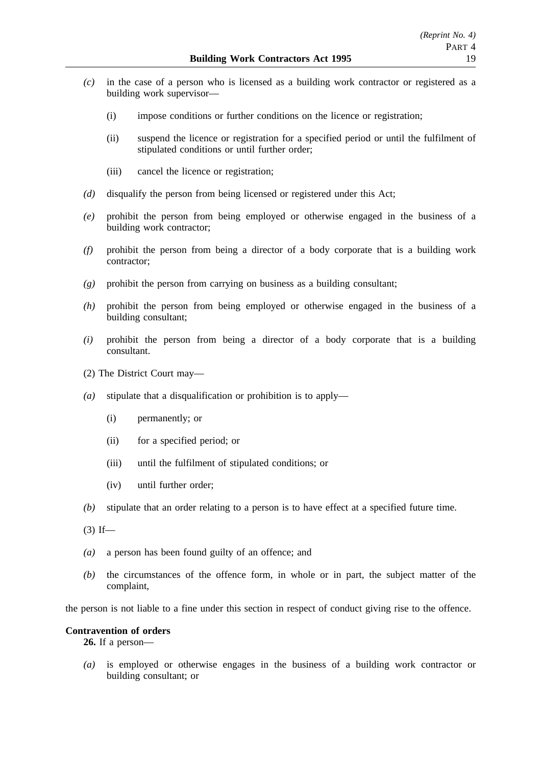*(c)* in the case of a person who is licensed as a building work contractor or registered as a building work supervisor—

(i) impose conditions or further conditions on the licence or registration;

(ii) suspend the licence or registration for a specified period or until the fulfilment of stipulated conditions or until further order;

(iii) cancel the licence or registration;

*(d)* disqualify the person from being licensed or registered under this Act;

*(e)* prohibit the person from being employed or otherwise engaged in the business of a building work contractor;

*(f)* prohibit the person from being a director of a body corporate that is a building work contractor;

*(g)* prohibit the person from carrying on business as a building consultant;

*(h)* prohibit the person from being employed or otherwise engaged in the business of a building consultant;

*(i)* prohibit the person from being a director of a body corporate that is a building consultant.

(2) The District Court may—

*(a)* stipulate that a disqualification or prohibition is to apply—

(i) permanently; or

(ii) for a specified period; or

(iii) until the fulfilment of stipulated conditions; or

(iv) until further order;

*(b)* stipulate that an order relating to a person is to have effect at a specified future time.

(3) If—

*(a)* a person has been found guilty of an offence; and

*(b)* the circumstances of the offence form, in whole or in part, the subject matter of the complaint,

the person is not liable to a fine under this section in respect of conduct giving rise to the offence.

**Contravention of orders**

**26.** If a person—

*(a)* is employed or otherwise engages in the business of a building work contractor or building consultant; or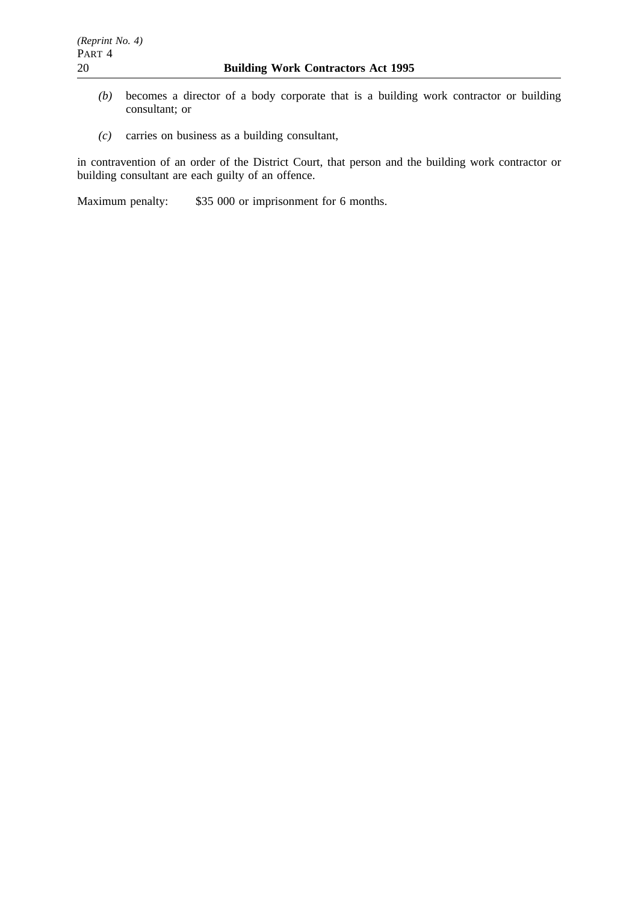*(b)* becomes a director of a body corporate that is a building work contractor or building consultant; or

*(c)* carries on business as a building consultant,

in contravention of an order of the District Court, that person and the building work contractor or building consultant are each guilty of an offence.

Maximum penalty: $35 000 or imprisonment for 6 months.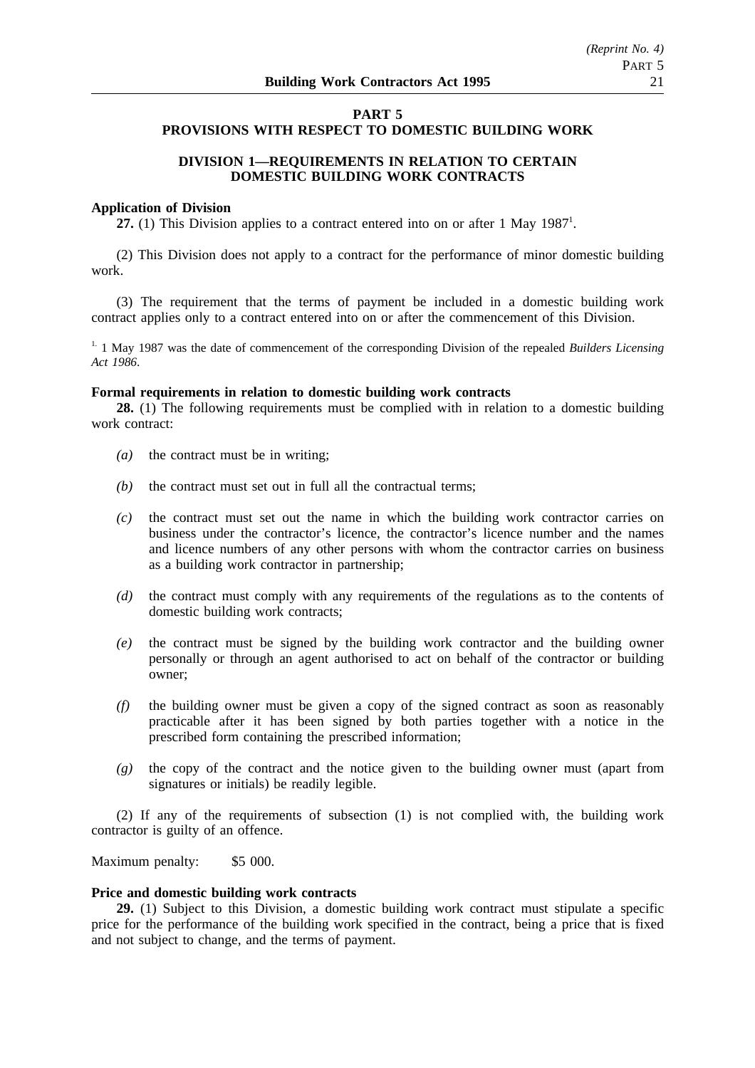## PART 5
## PROVISIONS WITH RESPECT TO DOMESTIC BUILDING WORK

### DIVISION 1—REQUIREMENTS IN RELATION TO CERTAIN DOMESTIC BUILDING WORK CONTRACTS

**Application of Division**

**27.** (1) This Division applies to a contract entered into on or after 1 May 1987[1].

(2) This Division does not apply to a contract for the performance of minor domestic building work.

(3) The requirement that the terms of payment be included in a domestic building work contract applies only to a contract entered into on or after the commencement of this Division.

[1.] 1 May 1987 was the date of commencement of the corresponding Division of the repealed *Builders Licensing Act 1986*.

**Formal requirements in relation to domestic building work contracts**

**28.** (1) The following requirements must be complied with in relation to a domestic building work contract:

*(a)* the contract must be in writing;

*(b)* the contract must set out in full all the contractual terms;

*(c)* the contract must set out the name in which the building work contractor carries on business under the contractor's licence, the contractor's licence number and the names and licence numbers of any other persons with whom the contractor carries on business as a building work contractor in partnership;

*(d)* the contract must comply with any requirements of the regulations as to the contents of domestic building work contracts;

*(e)* the contract must be signed by the building work contractor and the building owner personally or through an agent authorised to act on behalf of the contractor or building owner;

*(f)* the building owner must be given a copy of the signed contract as soon as reasonably practicable after it has been signed by both parties together with a notice in the prescribed form containing the prescribed information;

*(g)* the copy of the contract and the notice given to the building owner must (apart from signatures or initials) be readily legible.

(2) If any of the requirements of subsection (1) is not complied with, the building work contractor is guilty of an offence.

Maximum penalty: $5 000.

**Price and domestic building work contracts**

**29.** (1) Subject to this Division, a domestic building work contract must stipulate a specific price for the performance of the building work specified in the contract, being a price that is fixed and not subject to change, and the terms of payment.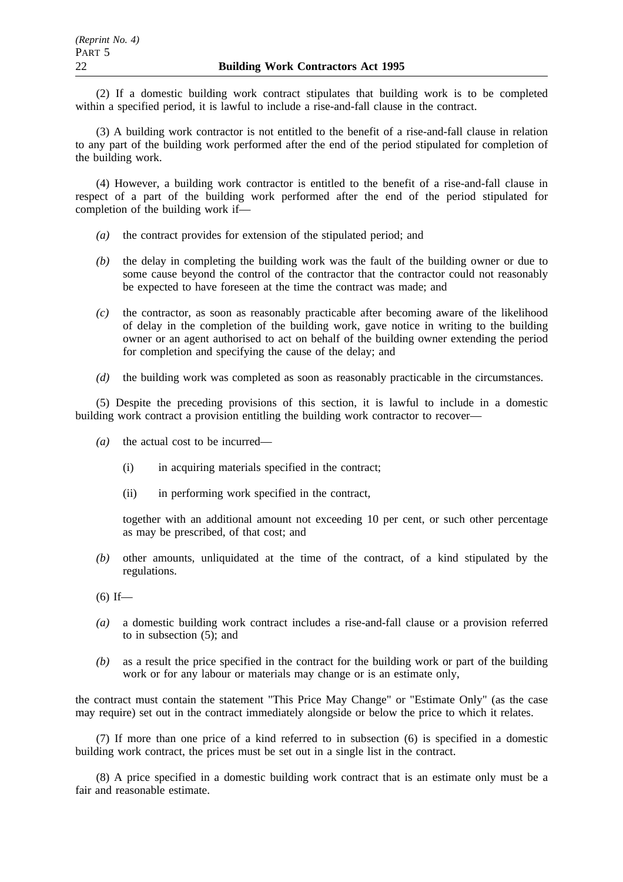(2) If a domestic building work contract stipulates that building work is to be completed within a specified period, it is lawful to include a rise-and-fall clause in the contract.

(3) A building work contractor is not entitled to the benefit of a rise-and-fall clause in relation to any part of the building work performed after the end of the period stipulated for completion of the building work.

(4) However, a building work contractor is entitled to the benefit of a rise-and-fall clause in respect of a part of the building work performed after the end of the period stipulated for completion of the building work if—

*(a)* the contract provides for extension of the stipulated period; and

*(b)* the delay in completing the building work was the fault of the building owner or due to some cause beyond the control of the contractor that the contractor could not reasonably be expected to have foreseen at the time the contract was made; and

*(c)* the contractor, as soon as reasonably practicable after becoming aware of the likelihood of delay in the completion of the building work, gave notice in writing to the building owner or an agent authorised to act on behalf of the building owner extending the period for completion and specifying the cause of the delay; and

*(d)* the building work was completed as soon as reasonably practicable in the circumstances.

(5) Despite the preceding provisions of this section, it is lawful to include in a domestic building work contract a provision entitling the building work contractor to recover—

*(a)* the actual cost to be incurred—

(i) in acquiring materials specified in the contract;

(ii) in performing work specified in the contract,

together with an additional amount not exceeding 10 per cent, or such other percentage as may be prescribed, of that cost; and

*(b)* other amounts, unliquidated at the time of the contract, of a kind stipulated by the regulations.

(6) If—

*(a)* a domestic building work contract includes a rise-and-fall clause or a provision referred to in subsection (5); and

*(b)* as a result the price specified in the contract for the building work or part of the building work or for any labour or materials may change or is an estimate only,

the contract must contain the statement "This Price May Change" or "Estimate Only" (as the case may require) set out in the contract immediately alongside or below the price to which it relates.

(7) If more than one price of a kind referred to in subsection (6) is specified in a domestic building work contract, the prices must be set out in a single list in the contract.

(8) A price specified in a domestic building work contract that is an estimate only must be a fair and reasonable estimate.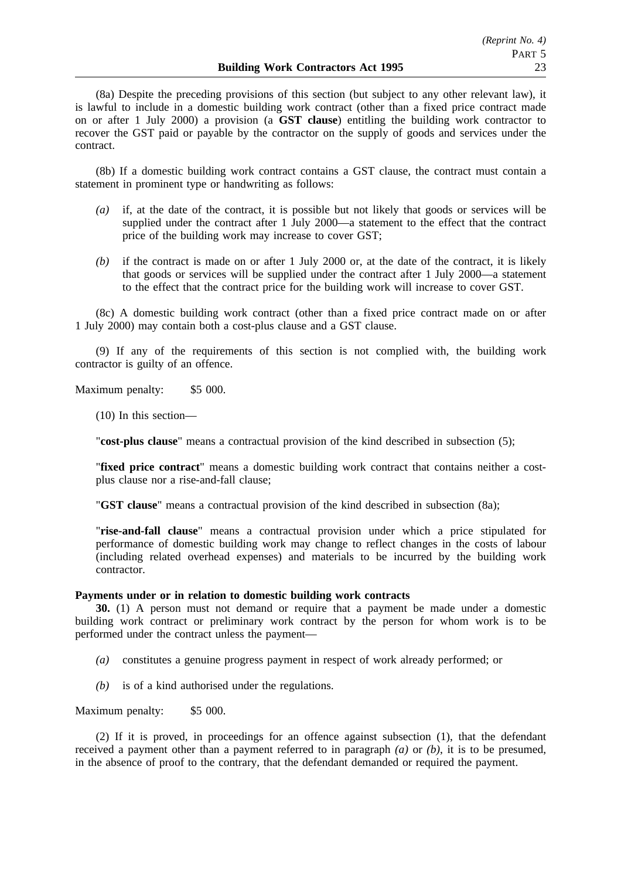(8a) Despite the preceding provisions of this section (but subject to any other relevant law), it is lawful to include in a domestic building work contract (other than a fixed price contract made on or after 1 July 2000) a provision (a **GST clause**) entitling the building work contractor to recover the GST paid or payable by the contractor on the supply of goods and services under the contract.

(8b) If a domestic building work contract contains a GST clause, the contract must contain a statement in prominent type or handwriting as follows:

*(a)* if, at the date of the contract, it is possible but not likely that goods or services will be supplied under the contract after 1 July 2000—a statement to the effect that the contract price of the building work may increase to cover GST;

*(b)* if the contract is made on or after 1 July 2000 or, at the date of the contract, it is likely that goods or services will be supplied under the contract after 1 July 2000—a statement to the effect that the contract price for the building work will increase to cover GST.

(8c) A domestic building work contract (other than a fixed price contract made on or after 1 July 2000) may contain both a cost-plus clause and a GST clause.

(9) If any of the requirements of this section is not complied with, the building work contractor is guilty of an offence.

Maximum penalty: $5 000.

(10) In this section—

"**cost-plus clause**" means a contractual provision of the kind described in subsection (5);

"**fixed price contract**" means a domestic building work contract that contains neither a cost-plus clause nor a rise-and-fall clause;

"**GST clause**" means a contractual provision of the kind described in subsection (8a);

"**rise-and-fall clause**" means a contractual provision under which a price stipulated for performance of domestic building work may change to reflect changes in the costs of labour (including related overhead expenses) and materials to be incurred by the building work contractor.

**Payments under or in relation to domestic building work contracts**

**30.** (1) A person must not demand or require that a payment be made under a domestic building work contract or preliminary work contract by the person for whom work is to be performed under the contract unless the payment—

*(a)* constitutes a genuine progress payment in respect of work already performed; or

*(b)* is of a kind authorised under the regulations.

Maximum penalty: $5 000.

(2) If it is proved, in proceedings for an offence against subsection (1), that the defendant received a payment other than a payment referred to in paragraph *(a)* or *(b)*, it is to be presumed, in the absence of proof to the contrary, that the defendant demanded or required the payment.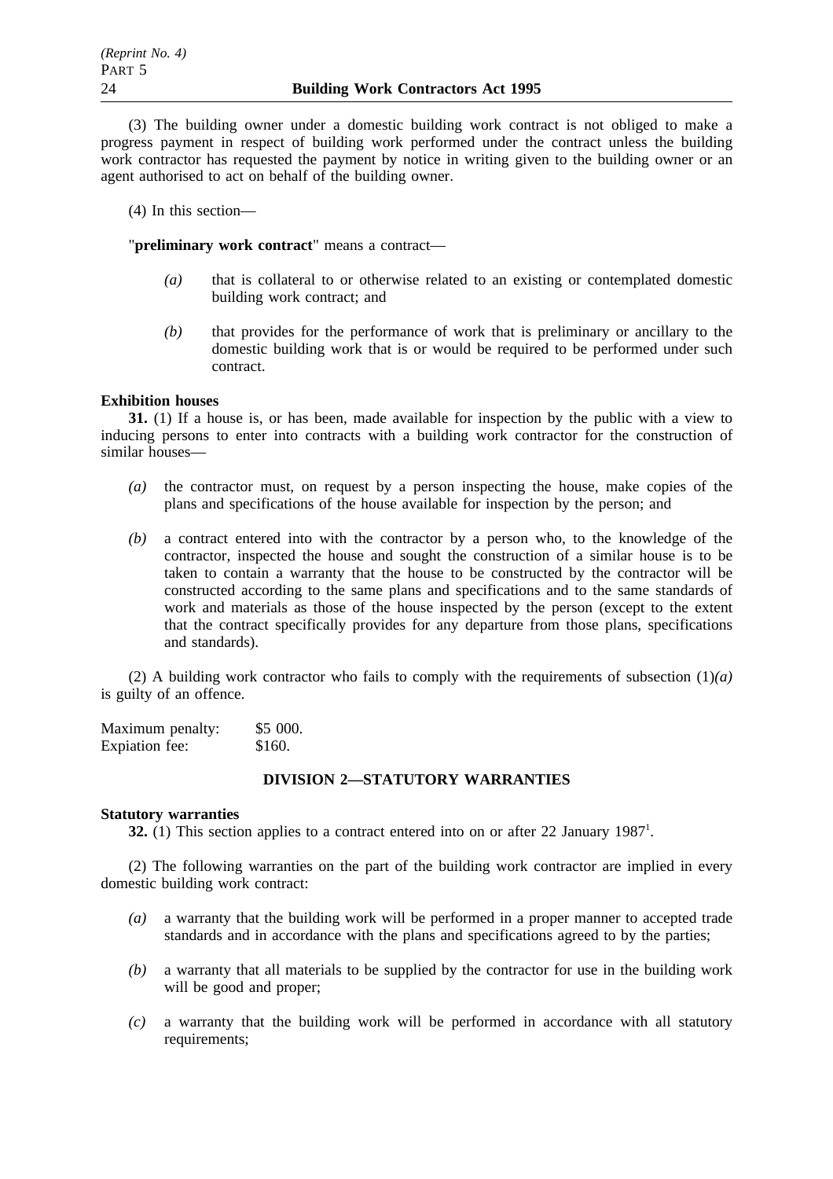(3) The building owner under a domestic building work contract is not obliged to make a progress payment in respect of building work performed under the contract unless the building work contractor has requested the payment by notice in writing given to the building owner or an agent authorised to act on behalf of the building owner.

(4) In this section—

"**preliminary work contract**" means a contract—

*(a)* that is collateral to or otherwise related to an existing or contemplated domestic building work contract; and

*(b)* that provides for the performance of work that is preliminary or ancillary to the domestic building work that is or would be required to be performed under such contract.

**Exhibition houses**

**31.** (1) If a house is, or has been, made available for inspection by the public with a view to inducing persons to enter into contracts with a building work contractor for the construction of similar houses—

*(a)* the contractor must, on request by a person inspecting the house, make copies of the plans and specifications of the house available for inspection by the person; and

*(b)* a contract entered into with the contractor by a person who, to the knowledge of the contractor, inspected the house and sought the construction of a similar house is to be taken to contain a warranty that the house to be constructed by the contractor will be constructed according to the same plans and specifications and to the same standards of work and materials as those of the house inspected by the person (except to the extent that the contract specifically provides for any departure from those plans, specifications and standards).

(2) A building work contractor who fails to comply with the requirements of subsection (1)*(a)* is guilty of an offence.

Maximum penalty: $5 000.
Expiation fee: $160.

## DIVISION 2—STATUTORY WARRANTIES

**Statutory warranties**

**32.** (1) This section applies to a contract entered into on or after 22 January 1987[1].

(2) The following warranties on the part of the building work contractor are implied in every domestic building work contract:

*(a)* a warranty that the building work will be performed in a proper manner to accepted trade standards and in accordance with the plans and specifications agreed to by the parties;

*(b)* a warranty that all materials to be supplied by the contractor for use in the building work will be good and proper;

*(c)* a warranty that the building work will be performed in accordance with all statutory requirements;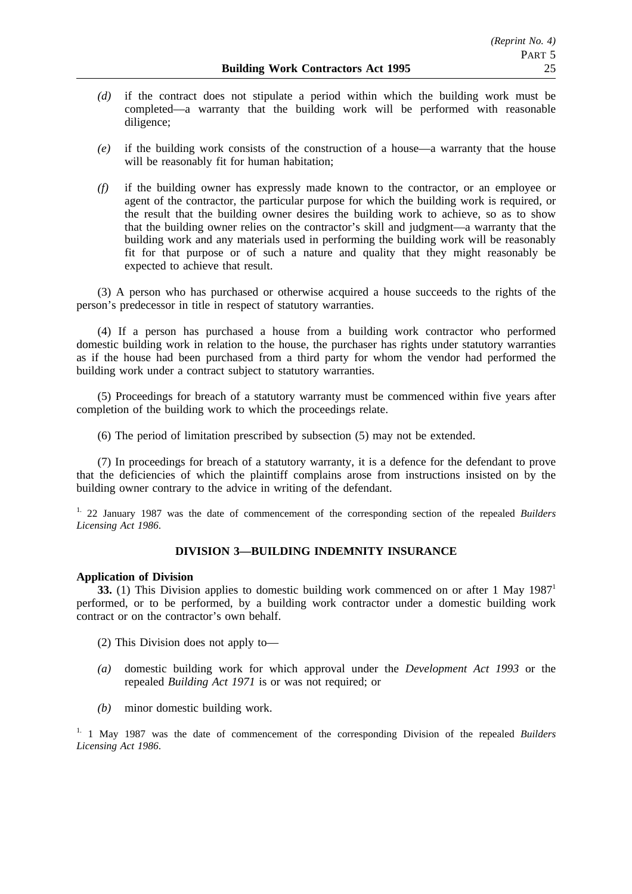*(d)* if the contract does not stipulate a period within which the building work must be completed—a warranty that the building work will be performed with reasonable diligence;

*(e)* if the building work consists of the construction of a house—a warranty that the house will be reasonably fit for human habitation;

*(f)* if the building owner has expressly made known to the contractor, or an employee or agent of the contractor, the particular purpose for which the building work is required, or the result that the building owner desires the building work to achieve, so as to show that the building owner relies on the contractor's skill and judgment—a warranty that the building work and any materials used in performing the building work will be reasonably fit for that purpose or of such a nature and quality that they might reasonably be expected to achieve that result.

(3) A person who has purchased or otherwise acquired a house succeeds to the rights of the person's predecessor in title in respect of statutory warranties.

(4) If a person has purchased a house from a building work contractor who performed domestic building work in relation to the house, the purchaser has rights under statutory warranties as if the house had been purchased from a third party for whom the vendor had performed the building work under a contract subject to statutory warranties.

(5) Proceedings for breach of a statutory warranty must be commenced within five years after completion of the building work to which the proceedings relate.

(6) The period of limitation prescribed by subsection (5) may not be extended.

(7) In proceedings for breach of a statutory warranty, it is a defence for the defendant to prove that the deficiencies of which the plaintiff complains arose from instructions insisted on by the building owner contrary to the advice in writing of the defendant.

[1.] 22 January 1987 was the date of commencement of the corresponding section of the repealed *Builders Licensing Act 1986*.

## DIVISION 3—BUILDING INDEMNITY INSURANCE

**Application of Division**

**33.** (1) This Division applies to domestic building work commenced on or after 1 May 1987[1] performed, or to be performed, by a building work contractor under a domestic building work contract or on the contractor's own behalf.

(2) This Division does not apply to—

*(a)* domestic building work for which approval under the *Development Act 1993* or the repealed *Building Act 1971* is or was not required; or

*(b)* minor domestic building work.

[1.] 1 May 1987 was the date of commencement of the corresponding Division of the repealed *Builders Licensing Act 1986*.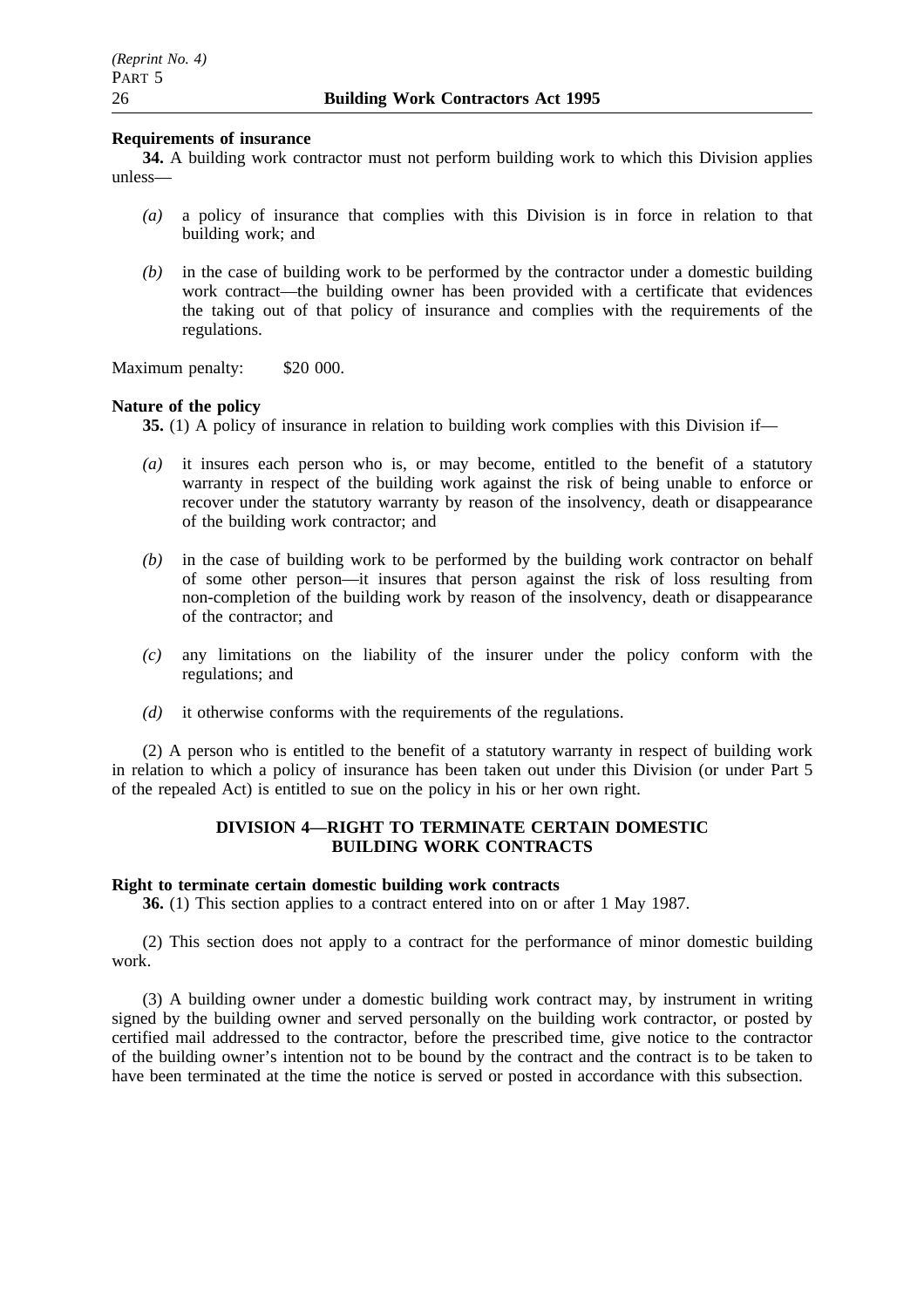**Requirements of insurance**

**34.** A building work contractor must not perform building work to which this Division applies unless—

*(a)* a policy of insurance that complies with this Division is in force in relation to that building work; and

*(b)* in the case of building work to be performed by the contractor under a domestic building work contract—the building owner has been provided with a certificate that evidences the taking out of that policy of insurance and complies with the requirements of the regulations.

Maximum penalty: $20 000.

**Nature of the policy**

**35.** (1) A policy of insurance in relation to building work complies with this Division if—

*(a)* it insures each person who is, or may become, entitled to the benefit of a statutory warranty in respect of the building work against the risk of being unable to enforce or recover under the statutory warranty by reason of the insolvency, death or disappearance of the building work contractor; and

*(b)* in the case of building work to be performed by the building work contractor on behalf of some other person—it insures that person against the risk of loss resulting from non-completion of the building work by reason of the insolvency, death or disappearance of the contractor; and

*(c)* any limitations on the liability of the insurer under the policy conform with the regulations; and

*(d)* it otherwise conforms with the requirements of the regulations.

(2) A person who is entitled to the benefit of a statutory warranty in respect of building work in relation to which a policy of insurance has been taken out under this Division (or under Part 5 of the repealed Act) is entitled to sue on the policy in his or her own right.

## DIVISION 4—RIGHT TO TERMINATE CERTAIN DOMESTIC BUILDING WORK CONTRACTS

**Right to terminate certain domestic building work contracts**

**36.** (1) This section applies to a contract entered into on or after 1 May 1987.

(2) This section does not apply to a contract for the performance of minor domestic building work.

(3) A building owner under a domestic building work contract may, by instrument in writing signed by the building owner and served personally on the building work contractor, or posted by certified mail addressed to the contractor, before the prescribed time, give notice to the contractor of the building owner's intention not to be bound by the contract and the contract is to be taken to have been terminated at the time the notice is served or posted in accordance with this subsection.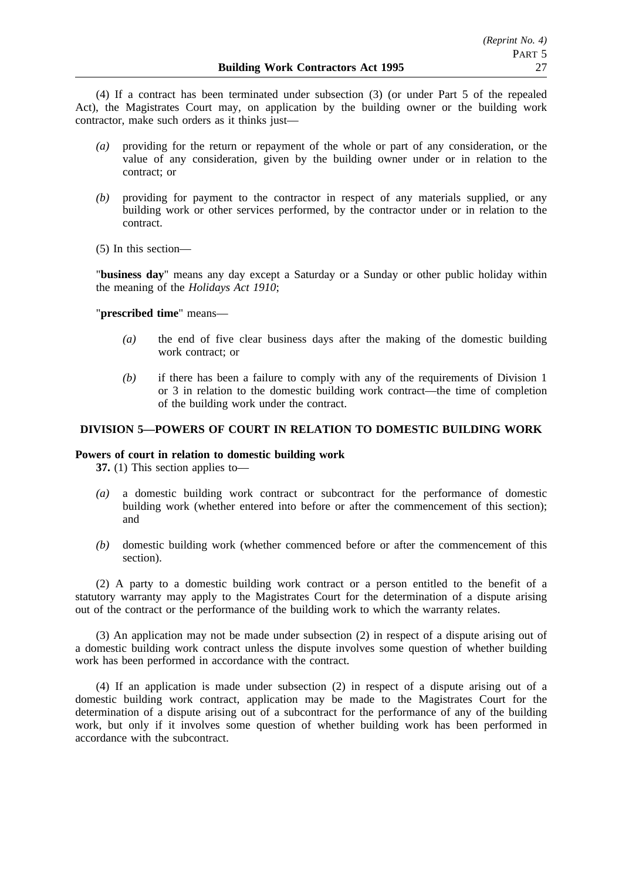(4) If a contract has been terminated under subsection (3) (or under Part 5 of the repealed Act), the Magistrates Court may, on application by the building owner or the building work contractor, make such orders as it thinks just—

- *(a)* providing for the return or repayment of the whole or part of any consideration, or the value of any consideration, given by the building owner under or in relation to the contract; or
- *(b)* providing for payment to the contractor in respect of any materials supplied, or any building work or other services performed, by the contractor under or in relation to the contract.

(5) In this section—

"**business day**" means any day except a Saturday or a Sunday or other public holiday within the meaning of the *Holidays Act 1910*;

"**prescribed time**" means—

- *(a)* the end of five clear business days after the making of the domestic building work contract; or
- *(b)* if there has been a failure to comply with any of the requirements of Division 1 or 3 in relation to the domestic building work contract—the time of completion of the building work under the contract.

## DIVISION 5—POWERS OF COURT IN RELATION TO DOMESTIC BUILDING WORK

**Powers of court in relation to domestic building work**

**37.** (1) This section applies to—

- *(a)* a domestic building work contract or subcontract for the performance of domestic building work (whether entered into before or after the commencement of this section); and
- *(b)* domestic building work (whether commenced before or after the commencement of this section).

(2) A party to a domestic building work contract or a person entitled to the benefit of a statutory warranty may apply to the Magistrates Court for the determination of a dispute arising out of the contract or the performance of the building work to which the warranty relates.

(3) An application may not be made under subsection (2) in respect of a dispute arising out of a domestic building work contract unless the dispute involves some question of whether building work has been performed in accordance with the contract.

(4) If an application is made under subsection (2) in respect of a dispute arising out of a domestic building work contract, application may be made to the Magistrates Court for the determination of a dispute arising out of a subcontract for the performance of any of the building work, but only if it involves some question of whether building work has been performed in accordance with the subcontract.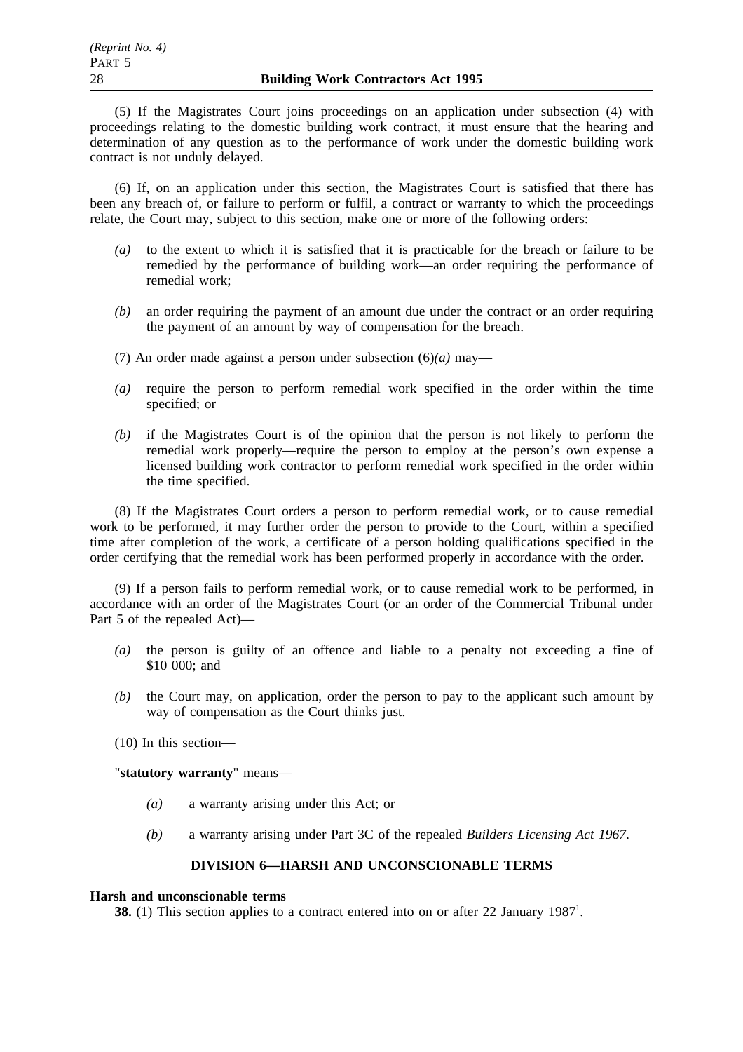(5) If the Magistrates Court joins proceedings on an application under subsection (4) with proceedings relating to the domestic building work contract, it must ensure that the hearing and determination of any question as to the performance of work under the domestic building work contract is not unduly delayed.

(6) If, on an application under this section, the Magistrates Court is satisfied that there has been any breach of, or failure to perform or fulfil, a contract or warranty to which the proceedings relate, the Court may, subject to this section, make one or more of the following orders:

*(a)* to the extent to which it is satisfied that it is practicable for the breach or failure to be remedied by the performance of building work—an order requiring the performance of remedial work;

*(b)* an order requiring the payment of an amount due under the contract or an order requiring the payment of an amount by way of compensation for the breach.

(7) An order made against a person under subsection (6)*(a)* may—

*(a)* require the person to perform remedial work specified in the order within the time specified; or

*(b)* if the Magistrates Court is of the opinion that the person is not likely to perform the remedial work properly—require the person to employ at the person's own expense a licensed building work contractor to perform remedial work specified in the order within the time specified.

(8) If the Magistrates Court orders a person to perform remedial work, or to cause remedial work to be performed, it may further order the person to provide to the Court, within a specified time after completion of the work, a certificate of a person holding qualifications specified in the order certifying that the remedial work has been performed properly in accordance with the order.

(9) If a person fails to perform remedial work, or to cause remedial work to be performed, in accordance with an order of the Magistrates Court (or an order of the Commercial Tribunal under Part 5 of the repealed Act)—

*(a)* the person is guilty of an offence and liable to a penalty not exceeding a fine of \$10 000; and

*(b)* the Court may, on application, order the person to pay to the applicant such amount by way of compensation as the Court thinks just.

(10) In this section—

"**statutory warranty**" means—

*(a)* a warranty arising under this Act; or

*(b)* a warranty arising under Part 3C of the repealed *Builders Licensing Act 1967*.

## DIVISION 6—HARSH AND UNCONSCIONABLE TERMS

**Harsh and unconscionable terms**

**38.** (1) This section applies to a contract entered into on or after 22 January 1987[1].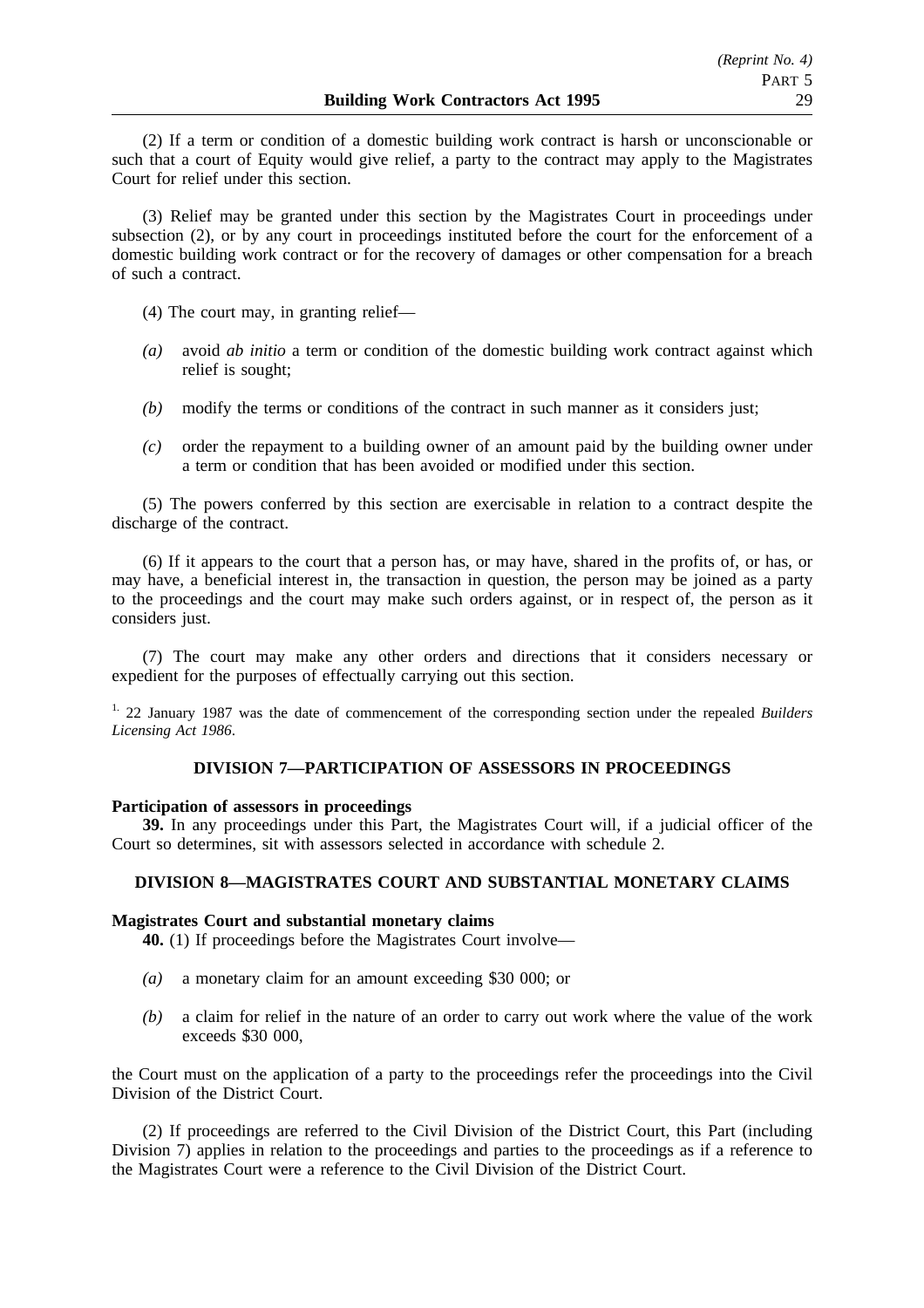(2) If a term or condition of a domestic building work contract is harsh or unconscionable or such that a court of Equity would give relief, a party to the contract may apply to the Magistrates Court for relief under this section.

(3) Relief may be granted under this section by the Magistrates Court in proceedings under subsection (2), or by any court in proceedings instituted before the court for the enforcement of a domestic building work contract or for the recovery of damages or other compensation for a breach of such a contract.

(4) The court may, in granting relief—

*(a)* avoid *ab initio* a term or condition of the domestic building work contract against which relief is sought;

*(b)* modify the terms or conditions of the contract in such manner as it considers just;

*(c)* order the repayment to a building owner of an amount paid by the building owner under a term or condition that has been avoided or modified under this section.

(5) The powers conferred by this section are exercisable in relation to a contract despite the discharge of the contract.

(6) If it appears to the court that a person has, or may have, shared in the profits of, or has, or may have, a beneficial interest in, the transaction in question, the person may be joined as a party to the proceedings and the court may make such orders against, or in respect of, the person as it considers just.

(7) The court may make any other orders and directions that it considers necessary or expedient for the purposes of effectually carrying out this section.

[1.] 22 January 1987 was the date of commencement of the corresponding section under the repealed *Builders Licensing Act 1986*.

## DIVISION 7—PARTICIPATION OF ASSESSORS IN PROCEEDINGS

**Participation of assessors in proceedings**

**39.** In any proceedings under this Part, the Magistrates Court will, if a judicial officer of the Court so determines, sit with assessors selected in accordance with schedule 2.

## DIVISION 8—MAGISTRATES COURT AND SUBSTANTIAL MONETARY CLAIMS

**Magistrates Court and substantial monetary claims**

**40.** (1) If proceedings before the Magistrates Court involve—

*(a)* a monetary claim for an amount exceeding $30 000; or

*(b)* a claim for relief in the nature of an order to carry out work where the value of the work exceeds $30 000,

the Court must on the application of a party to the proceedings refer the proceedings into the Civil Division of the District Court.

(2) If proceedings are referred to the Civil Division of the District Court, this Part (including Division 7) applies in relation to the proceedings and parties to the proceedings as if a reference to the Magistrates Court were a reference to the Civil Division of the District Court.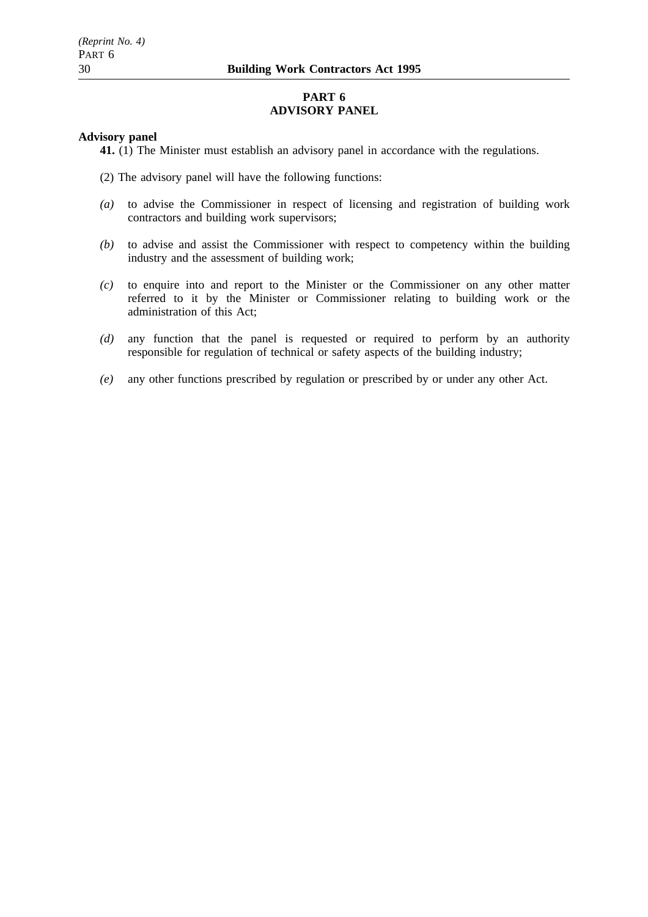## PART 6
## ADVISORY PANEL

**Advisory panel**

**41.** (1) The Minister must establish an advisory panel in accordance with the regulations.

(2) The advisory panel will have the following functions:

*(a)* to advise the Commissioner in respect of licensing and registration of building work contractors and building work supervisors;

*(b)* to advise and assist the Commissioner with respect to competency within the building industry and the assessment of building work;

*(c)* to enquire into and report to the Minister or the Commissioner on any other matter referred to it by the Minister or Commissioner relating to building work or the administration of this Act;

*(d)* any function that the panel is requested or required to perform by an authority responsible for regulation of technical or safety aspects of the building industry;

*(e)* any other functions prescribed by regulation or prescribed by or under any other Act.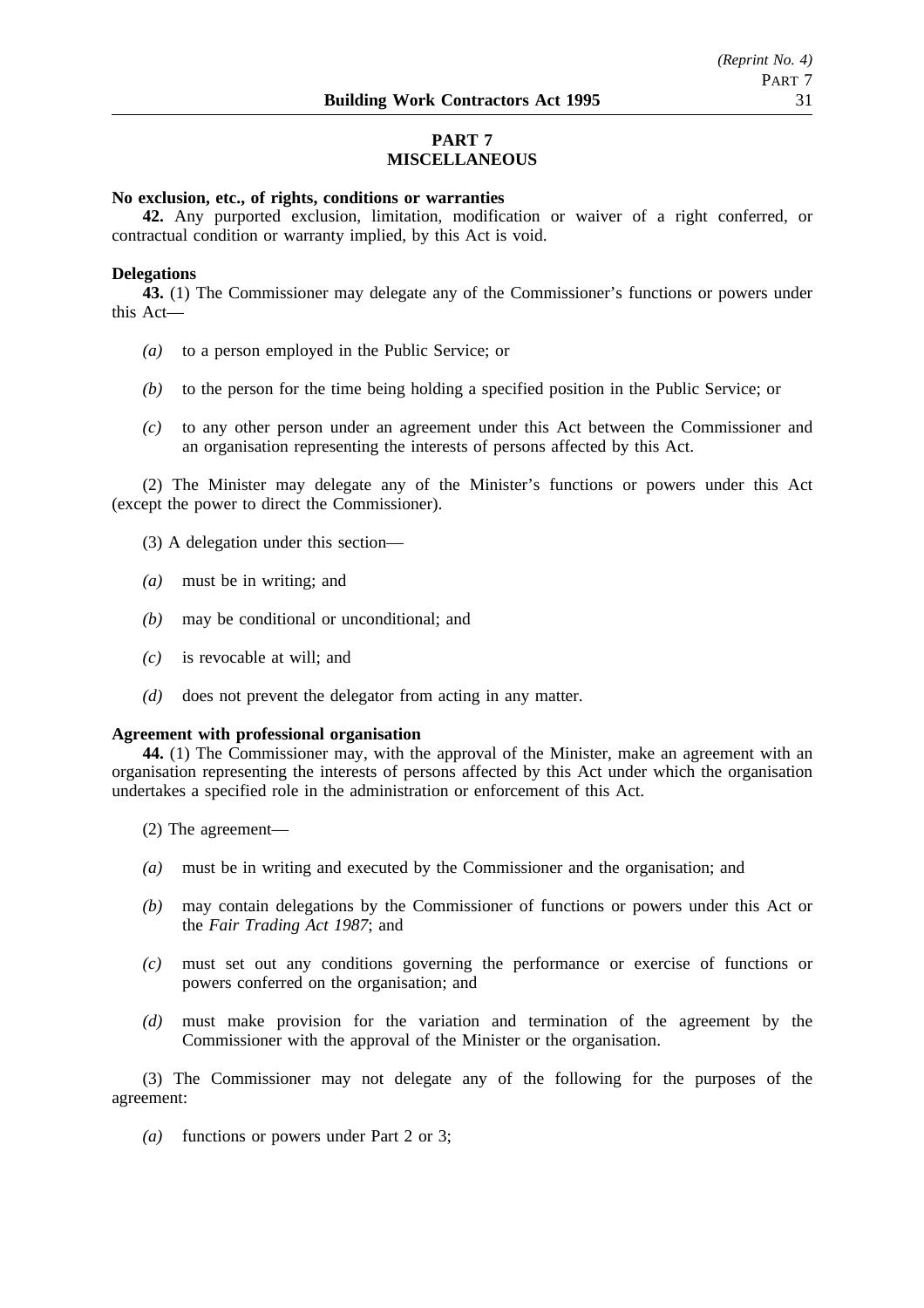## PART 7
## MISCELLANEOUS

**No exclusion, etc., of rights, conditions or warranties**

**42.** Any purported exclusion, limitation, modification or waiver of a right conferred, or contractual condition or warranty implied, by this Act is void.

**Delegations**

**43.** (1) The Commissioner may delegate any of the Commissioner's functions or powers under this Act—

*(a)* to a person employed in the Public Service; or

*(b)* to the person for the time being holding a specified position in the Public Service; or

*(c)* to any other person under an agreement under this Act between the Commissioner and an organisation representing the interests of persons affected by this Act.

(2) The Minister may delegate any of the Minister's functions or powers under this Act (except the power to direct the Commissioner).

(3) A delegation under this section—

*(a)* must be in writing; and

*(b)* may be conditional or unconditional; and

*(c)* is revocable at will; and

*(d)* does not prevent the delegator from acting in any matter.

**Agreement with professional organisation**

**44.** (1) The Commissioner may, with the approval of the Minister, make an agreement with an organisation representing the interests of persons affected by this Act under which the organisation undertakes a specified role in the administration or enforcement of this Act.

(2) The agreement—

*(a)* must be in writing and executed by the Commissioner and the organisation; and

*(b)* may contain delegations by the Commissioner of functions or powers under this Act or the *Fair Trading Act 1987*; and

*(c)* must set out any conditions governing the performance or exercise of functions or powers conferred on the organisation; and

*(d)* must make provision for the variation and termination of the agreement by the Commissioner with the approval of the Minister or the organisation.

(3) The Commissioner may not delegate any of the following for the purposes of the agreement:

*(a)* functions or powers under Part 2 or 3;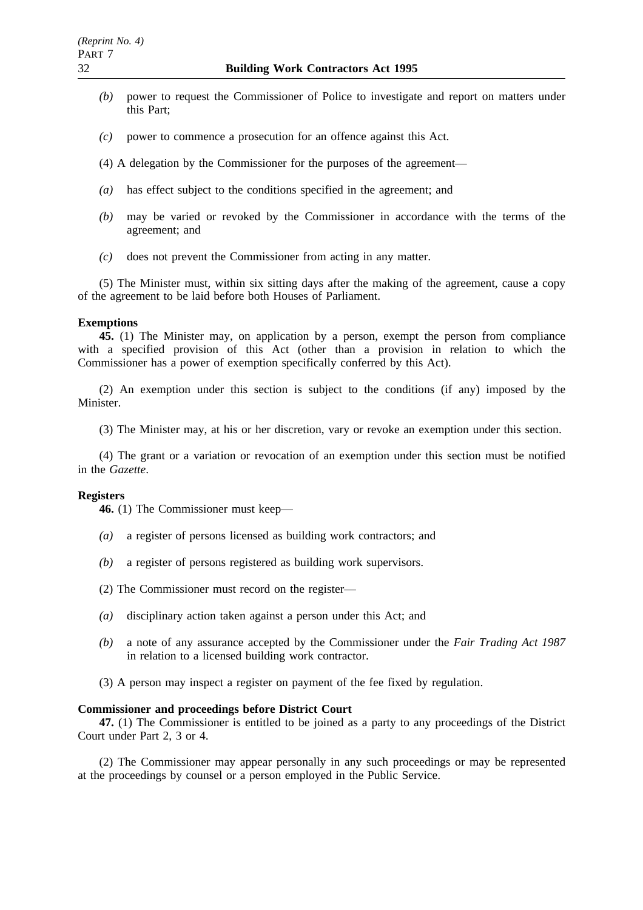*(b)* power to request the Commissioner of Police to investigate and report on matters under this Part;

*(c)* power to commence a prosecution for an offence against this Act.

(4) A delegation by the Commissioner for the purposes of the agreement—

*(a)* has effect subject to the conditions specified in the agreement; and

*(b)* may be varied or revoked by the Commissioner in accordance with the terms of the agreement; and

*(c)* does not prevent the Commissioner from acting in any matter.

(5) The Minister must, within six sitting days after the making of the agreement, cause a copy of the agreement to be laid before both Houses of Parliament.

**Exemptions**

**45.** (1) The Minister may, on application by a person, exempt the person from compliance with a specified provision of this Act (other than a provision in relation to which the Commissioner has a power of exemption specifically conferred by this Act).

(2) An exemption under this section is subject to the conditions (if any) imposed by the Minister.

(3) The Minister may, at his or her discretion, vary or revoke an exemption under this section.

(4) The grant or a variation or revocation of an exemption under this section must be notified in the *Gazette*.

**Registers**

**46.** (1) The Commissioner must keep—

*(a)* a register of persons licensed as building work contractors; and

*(b)* a register of persons registered as building work supervisors.

(2) The Commissioner must record on the register—

*(a)* disciplinary action taken against a person under this Act; and

*(b)* a note of any assurance accepted by the Commissioner under the *Fair Trading Act 1987* in relation to a licensed building work contractor.

(3) A person may inspect a register on payment of the fee fixed by regulation.

**Commissioner and proceedings before District Court**

**47.** (1) The Commissioner is entitled to be joined as a party to any proceedings of the District Court under Part 2, 3 or 4.

(2) The Commissioner may appear personally in any such proceedings or may be represented at the proceedings by counsel or a person employed in the Public Service.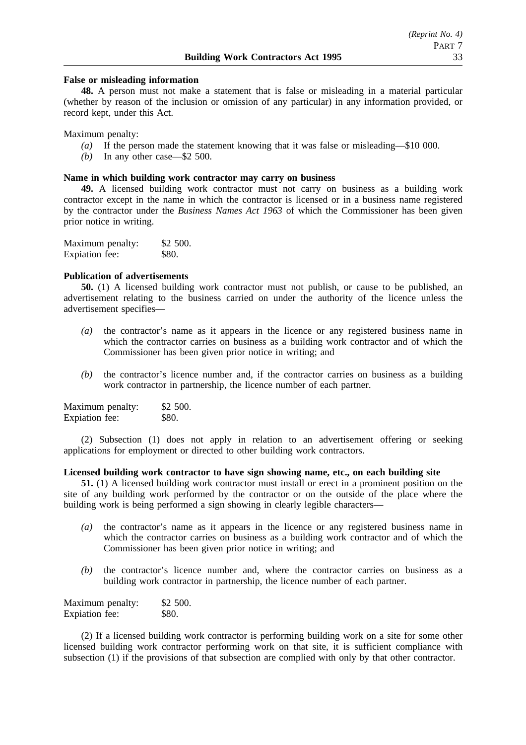**False or misleading information**

**48.** A person must not make a statement that is false or misleading in a material particular (whether by reason of the inclusion or omission of any particular) in any information provided, or record kept, under this Act.

Maximum penalty:

- *(a)* If the person made the statement knowing that it was false or misleading—$10 000.
- *(b)* In any other case—$2 500.

**Name in which building work contractor may carry on business**

**49.** A licensed building work contractor must not carry on business as a building work contractor except in the name in which the contractor is licensed or in a business name registered by the contractor under the *Business Names Act 1963* of which the Commissioner has been given prior notice in writing.

Maximum penalty: $2 500.
Expiation fee: $80.

**Publication of advertisements**

**50.** (1) A licensed building work contractor must not publish, or cause to be published, an advertisement relating to the business carried on under the authority of the licence unless the advertisement specifies—

- *(a)* the contractor's name as it appears in the licence or any registered business name in which the contractor carries on business as a building work contractor and of which the Commissioner has been given prior notice in writing; and
- *(b)* the contractor's licence number and, if the contractor carries on business as a building work contractor in partnership, the licence number of each partner.

Maximum penalty: $2 500.
Expiation fee: $80.

(2) Subsection (1) does not apply in relation to an advertisement offering or seeking applications for employment or directed to other building work contractors.

**Licensed building work contractor to have sign showing name, etc., on each building site**

**51.** (1) A licensed building work contractor must install or erect in a prominent position on the site of any building work performed by the contractor or on the outside of the place where the building work is being performed a sign showing in clearly legible characters—

- *(a)* the contractor's name as it appears in the licence or any registered business name in which the contractor carries on business as a building work contractor and of which the Commissioner has been given prior notice in writing; and
- *(b)* the contractor's licence number and, where the contractor carries on business as a building work contractor in partnership, the licence number of each partner.

Maximum penalty: $2 500.
Expiation fee: $80.

(2) If a licensed building work contractor is performing building work on a site for some other licensed building work contractor performing work on that site, it is sufficient compliance with subsection (1) if the provisions of that subsection are complied with only by that other contractor.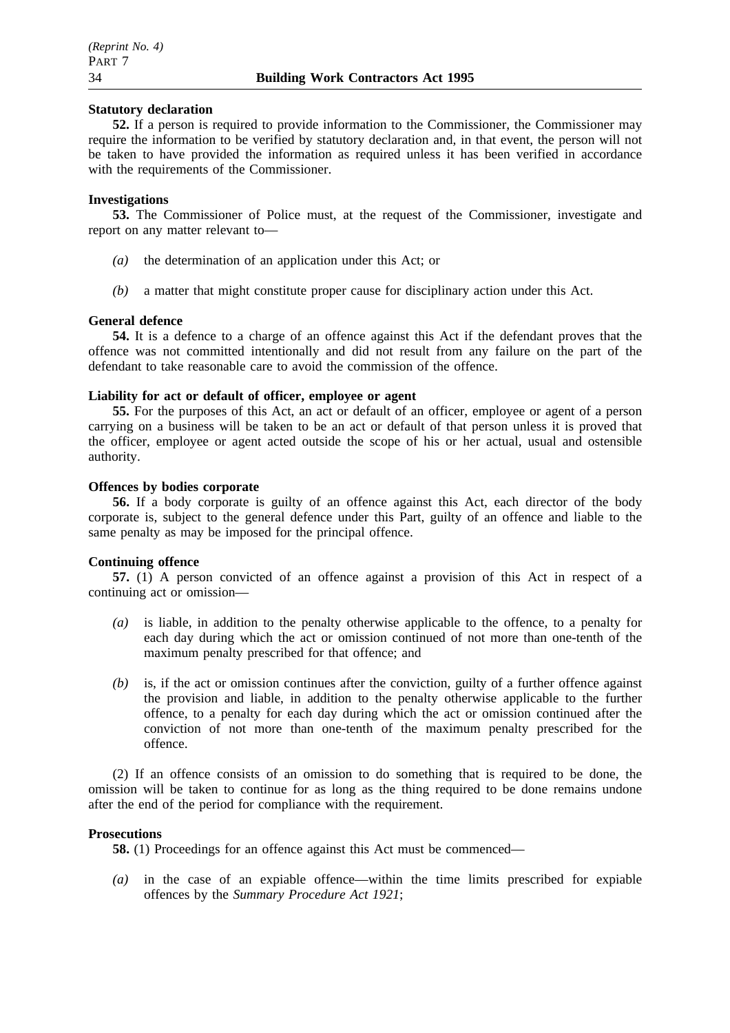**Statutory declaration**

**52.** If a person is required to provide information to the Commissioner, the Commissioner may require the information to be verified by statutory declaration and, in that event, the person will not be taken to have provided the information as required unless it has been verified in accordance with the requirements of the Commissioner.

**Investigations**

**53.** The Commissioner of Police must, at the request of the Commissioner, investigate and report on any matter relevant to—

*(a)* the determination of an application under this Act; or

*(b)* a matter that might constitute proper cause for disciplinary action under this Act.

**General defence**

**54.** It is a defence to a charge of an offence against this Act if the defendant proves that the offence was not committed intentionally and did not result from any failure on the part of the defendant to take reasonable care to avoid the commission of the offence.

**Liability for act or default of officer, employee or agent**

**55.** For the purposes of this Act, an act or default of an officer, employee or agent of a person carrying on a business will be taken to be an act or default of that person unless it is proved that the officer, employee or agent acted outside the scope of his or her actual, usual and ostensible authority.

**Offences by bodies corporate**

**56.** If a body corporate is guilty of an offence against this Act, each director of the body corporate is, subject to the general defence under this Part, guilty of an offence and liable to the same penalty as may be imposed for the principal offence.

**Continuing offence**

**57.** (1) A person convicted of an offence against a provision of this Act in respect of a continuing act or omission—

*(a)* is liable, in addition to the penalty otherwise applicable to the offence, to a penalty for each day during which the act or omission continued of not more than one-tenth of the maximum penalty prescribed for that offence; and

*(b)* is, if the act or omission continues after the conviction, guilty of a further offence against the provision and liable, in addition to the penalty otherwise applicable to the further offence, to a penalty for each day during which the act or omission continued after the conviction of not more than one-tenth of the maximum penalty prescribed for the offence.

(2) If an offence consists of an omission to do something that is required to be done, the omission will be taken to continue for as long as the thing required to be done remains undone after the end of the period for compliance with the requirement.

**Prosecutions**

**58.** (1) Proceedings for an offence against this Act must be commenced—

*(a)* in the case of an expiable offence—within the time limits prescribed for expiable offences by the *Summary Procedure Act 1921*;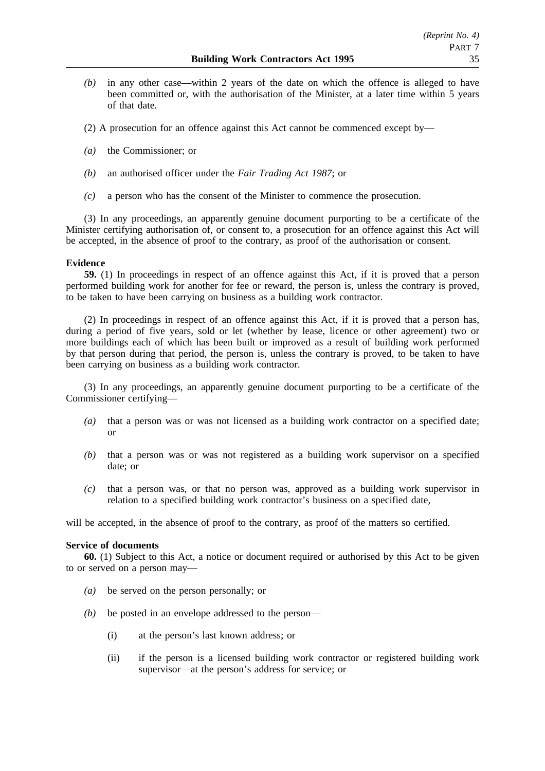*(b)* in any other case—within 2 years of the date on which the offence is alleged to have been committed or, with the authorisation of the Minister, at a later time within 5 years of that date.

(2) A prosecution for an offence against this Act cannot be commenced except by—

*(a)* the Commissioner; or

*(b)* an authorised officer under the *Fair Trading Act 1987*; or

*(c)* a person who has the consent of the Minister to commence the prosecution.

(3) In any proceedings, an apparently genuine document purporting to be a certificate of the Minister certifying authorisation of, or consent to, a prosecution for an offence against this Act will be accepted, in the absence of proof to the contrary, as proof of the authorisation or consent.

**Evidence**

**59.** (1) In proceedings in respect of an offence against this Act, if it is proved that a person performed building work for another for fee or reward, the person is, unless the contrary is proved, to be taken to have been carrying on business as a building work contractor.

(2) In proceedings in respect of an offence against this Act, if it is proved that a person has, during a period of five years, sold or let (whether by lease, licence or other agreement) two or more buildings each of which has been built or improved as a result of building work performed by that person during that period, the person is, unless the contrary is proved, to be taken to have been carrying on business as a building work contractor.

(3) In any proceedings, an apparently genuine document purporting to be a certificate of the Commissioner certifying—

*(a)* that a person was or was not licensed as a building work contractor on a specified date; or

*(b)* that a person was or was not registered as a building work supervisor on a specified date; or

*(c)* that a person was, or that no person was, approved as a building work supervisor in relation to a specified building work contractor's business on a specified date,

will be accepted, in the absence of proof to the contrary, as proof of the matters so certified.

**Service of documents**

**60.** (1) Subject to this Act, a notice or document required or authorised by this Act to be given to or served on a person may—

*(a)* be served on the person personally; or

*(b)* be posted in an envelope addressed to the person—

(i) at the person's last known address; or

(ii) if the person is a licensed building work contractor or registered building work supervisor—at the person's address for service; or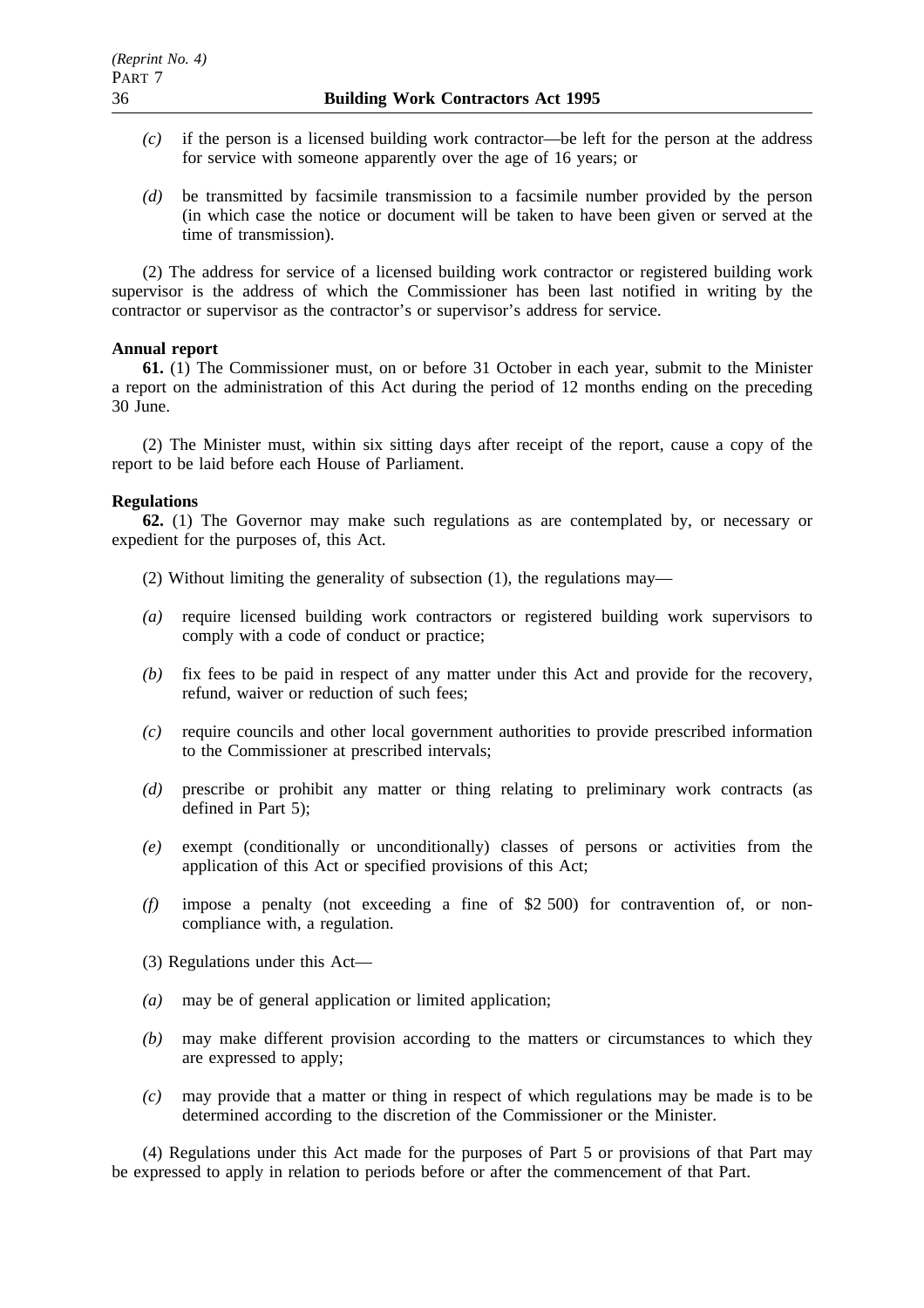*(c)* if the person is a licensed building work contractor—be left for the person at the address for service with someone apparently over the age of 16 years; or

*(d)* be transmitted by facsimile transmission to a facsimile number provided by the person (in which case the notice or document will be taken to have been given or served at the time of transmission).

(2) The address for service of a licensed building work contractor or registered building work supervisor is the address of which the Commissioner has been last notified in writing by the contractor or supervisor as the contractor's or supervisor's address for service.

**Annual report**

**61.** (1) The Commissioner must, on or before 31 October in each year, submit to the Minister a report on the administration of this Act during the period of 12 months ending on the preceding 30 June.

(2) The Minister must, within six sitting days after receipt of the report, cause a copy of the report to be laid before each House of Parliament.

**Regulations**

**62.** (1) The Governor may make such regulations as are contemplated by, or necessary or expedient for the purposes of, this Act.

(2) Without limiting the generality of subsection (1), the regulations may—

*(a)* require licensed building work contractors or registered building work supervisors to comply with a code of conduct or practice;

*(b)* fix fees to be paid in respect of any matter under this Act and provide for the recovery, refund, waiver or reduction of such fees;

*(c)* require councils and other local government authorities to provide prescribed information to the Commissioner at prescribed intervals;

*(d)* prescribe or prohibit any matter or thing relating to preliminary work contracts (as defined in Part 5);

*(e)* exempt (conditionally or unconditionally) classes of persons or activities from the application of this Act or specified provisions of this Act;

*(f)* impose a penalty (not exceeding a fine of $2 500) for contravention of, or non-compliance with, a regulation.

(3) Regulations under this Act—

*(a)* may be of general application or limited application;

*(b)* may make different provision according to the matters or circumstances to which they are expressed to apply;

*(c)* may provide that a matter or thing in respect of which regulations may be made is to be determined according to the discretion of the Commissioner or the Minister.

(4) Regulations under this Act made for the purposes of Part 5 or provisions of that Part may be expressed to apply in relation to periods before or after the commencement of that Part.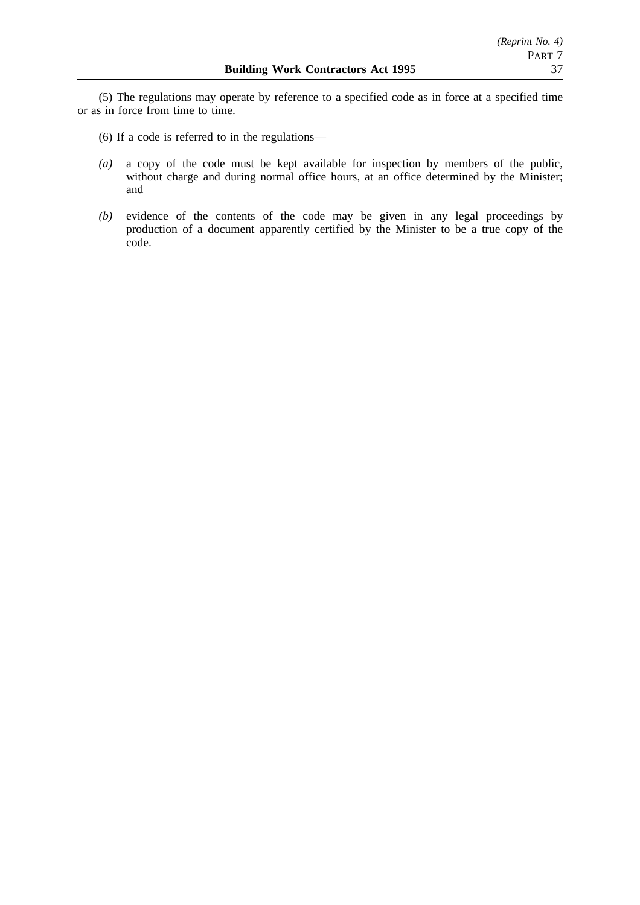(5) The regulations may operate by reference to a specified code as in force at a specified time or as in force from time to time.

(6) If a code is referred to in the regulations—

*(a)* a copy of the code must be kept available for inspection by members of the public, without charge and during normal office hours, at an office determined by the Minister; and

*(b)* evidence of the contents of the code may be given in any legal proceedings by production of a document apparently certified by the Minister to be a true copy of the code.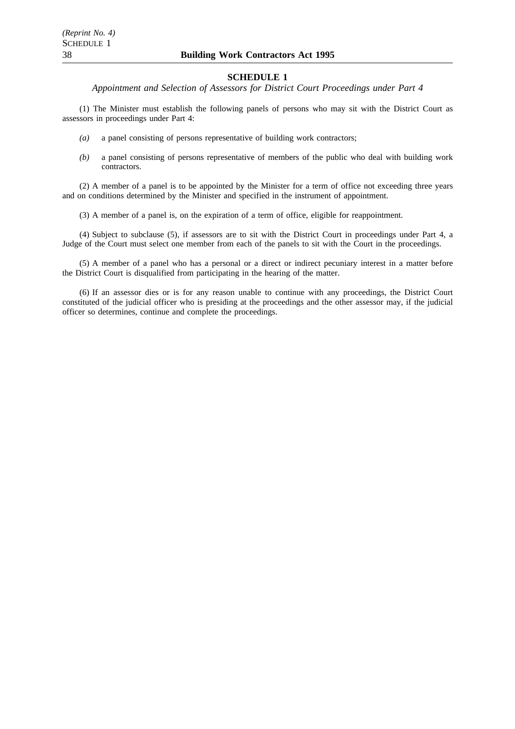## SCHEDULE 1

*Appointment and Selection of Assessors for District Court Proceedings under Part 4*

(1) The Minister must establish the following panels of persons who may sit with the District Court as assessors in proceedings under Part 4:

*(a)* a panel consisting of persons representative of building work contractors;

*(b)* a panel consisting of persons representative of members of the public who deal with building work contractors.

(2) A member of a panel is to be appointed by the Minister for a term of office not exceeding three years and on conditions determined by the Minister and specified in the instrument of appointment.

(3) A member of a panel is, on the expiration of a term of office, eligible for reappointment.

(4) Subject to subclause (5), if assessors are to sit with the District Court in proceedings under Part 4, a Judge of the Court must select one member from each of the panels to sit with the Court in the proceedings.

(5) A member of a panel who has a personal or a direct or indirect pecuniary interest in a matter before the District Court is disqualified from participating in the hearing of the matter.

(6) If an assessor dies or is for any reason unable to continue with any proceedings, the District Court constituted of the judicial officer who is presiding at the proceedings and the other assessor may, if the judicial officer so determines, continue and complete the proceedings.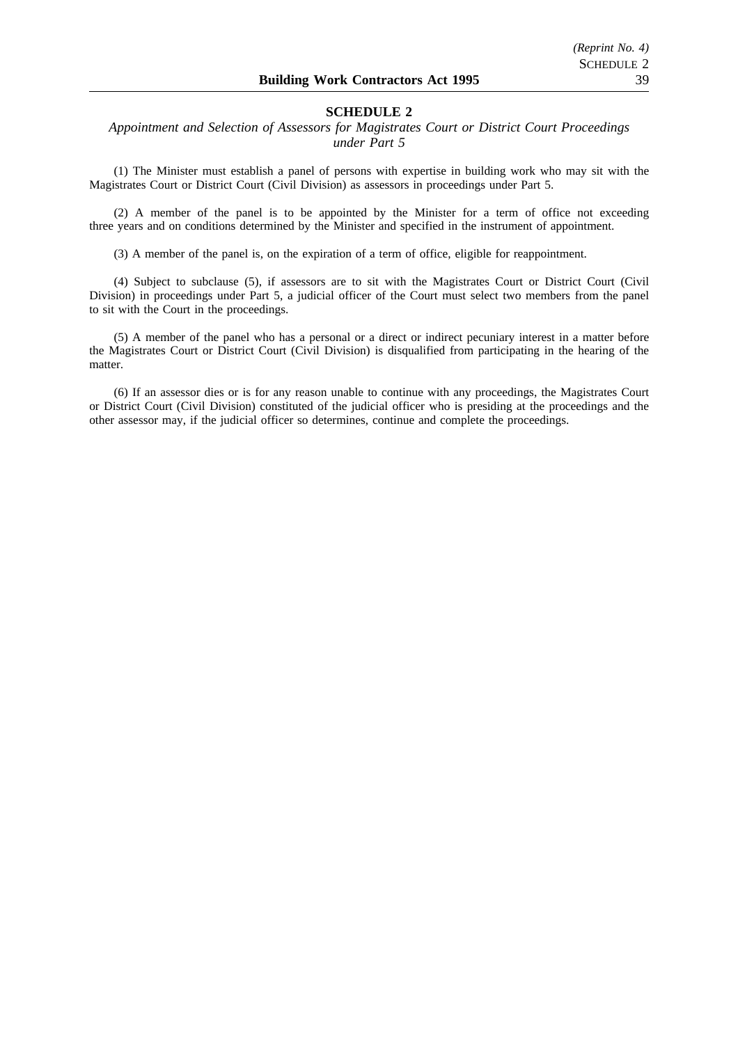## SCHEDULE 2

*Appointment and Selection of Assessors for Magistrates Court or District Court Proceedings under Part 5*

(1) The Minister must establish a panel of persons with expertise in building work who may sit with the Magistrates Court or District Court (Civil Division) as assessors in proceedings under Part 5.

(2) A member of the panel is to be appointed by the Minister for a term of office not exceeding three years and on conditions determined by the Minister and specified in the instrument of appointment.

(3) A member of the panel is, on the expiration of a term of office, eligible for reappointment.

(4) Subject to subclause (5), if assessors are to sit with the Magistrates Court or District Court (Civil Division) in proceedings under Part 5, a judicial officer of the Court must select two members from the panel to sit with the Court in the proceedings.

(5) A member of the panel who has a personal or a direct or indirect pecuniary interest in a matter before the Magistrates Court or District Court (Civil Division) is disqualified from participating in the hearing of the matter.

(6) If an assessor dies or is for any reason unable to continue with any proceedings, the Magistrates Court or District Court (Civil Division) constituted of the judicial officer who is presiding at the proceedings and the other assessor may, if the judicial officer so determines, continue and complete the proceedings.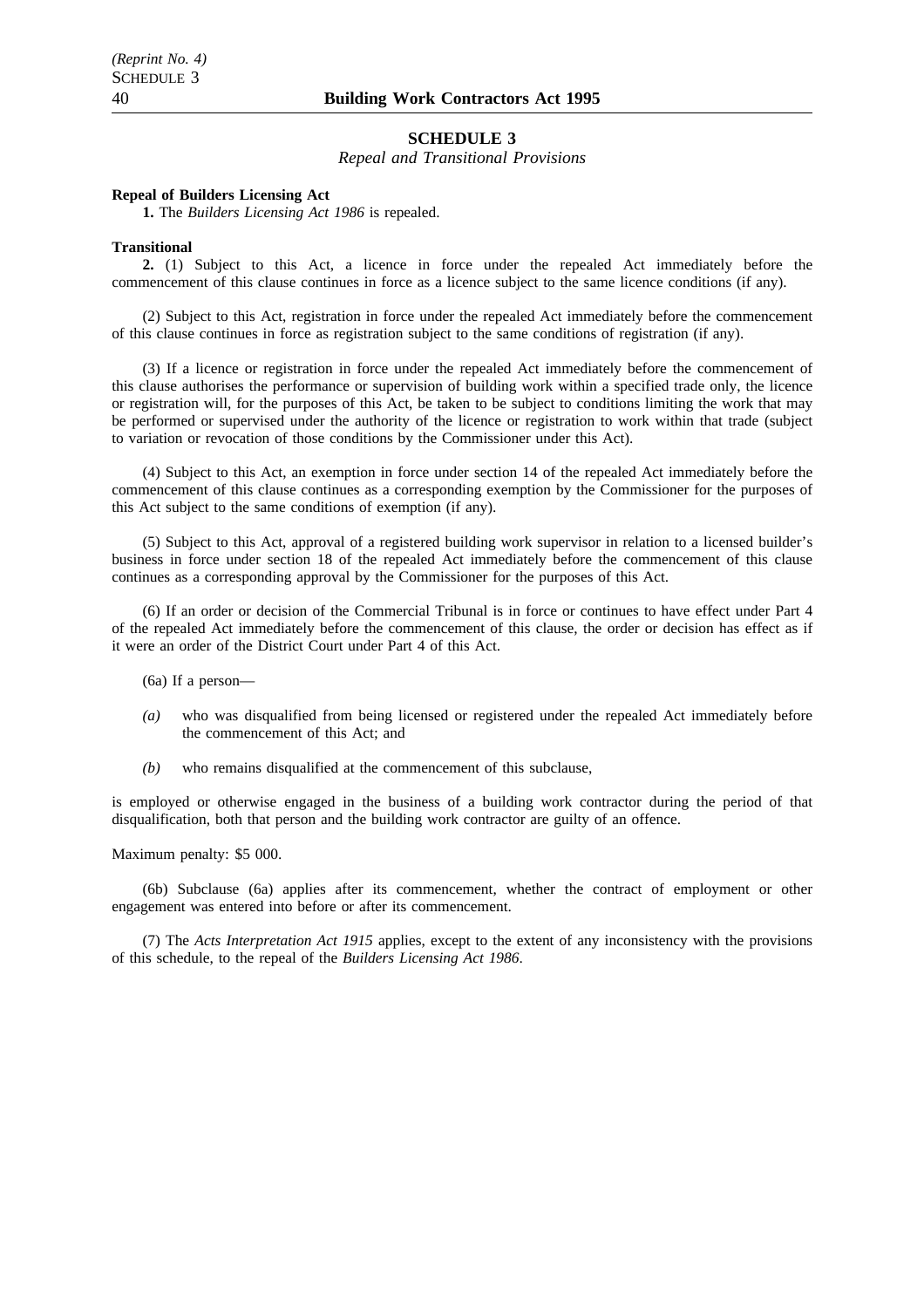## SCHEDULE 3

*Repeal and Transitional Provisions*

**Repeal of Builders Licensing Act**

**1.** The *Builders Licensing Act 1986* is repealed.

**Transitional**

**2.** (1) Subject to this Act, a licence in force under the repealed Act immediately before the commencement of this clause continues in force as a licence subject to the same licence conditions (if any).

(2) Subject to this Act, registration in force under the repealed Act immediately before the commencement of this clause continues in force as registration subject to the same conditions of registration (if any).

(3) If a licence or registration in force under the repealed Act immediately before the commencement of this clause authorises the performance or supervision of building work within a specified trade only, the licence or registration will, for the purposes of this Act, be taken to be subject to conditions limiting the work that may be performed or supervised under the authority of the licence or registration to work within that trade (subject to variation or revocation of those conditions by the Commissioner under this Act).

(4) Subject to this Act, an exemption in force under section 14 of the repealed Act immediately before the commencement of this clause continues as a corresponding exemption by the Commissioner for the purposes of this Act subject to the same conditions of exemption (if any).

(5) Subject to this Act, approval of a registered building work supervisor in relation to a licensed builder's business in force under section 18 of the repealed Act immediately before the commencement of this clause continues as a corresponding approval by the Commissioner for the purposes of this Act.

(6) If an order or decision of the Commercial Tribunal is in force or continues to have effect under Part 4 of the repealed Act immediately before the commencement of this clause, the order or decision has effect as if it were an order of the District Court under Part 4 of this Act.

(6a) If a person—

*(a)* who was disqualified from being licensed or registered under the repealed Act immediately before the commencement of this Act; and

*(b)* who remains disqualified at the commencement of this subclause,

is employed or otherwise engaged in the business of a building work contractor during the period of that disqualification, both that person and the building work contractor are guilty of an offence.

Maximum penalty: $5 000.

(6b) Subclause (6a) applies after its commencement, whether the contract of employment or other engagement was entered into before or after its commencement.

(7) The *Acts Interpretation Act 1915* applies, except to the extent of any inconsistency with the provisions of this schedule, to the repeal of the *Builders Licensing Act 1986*.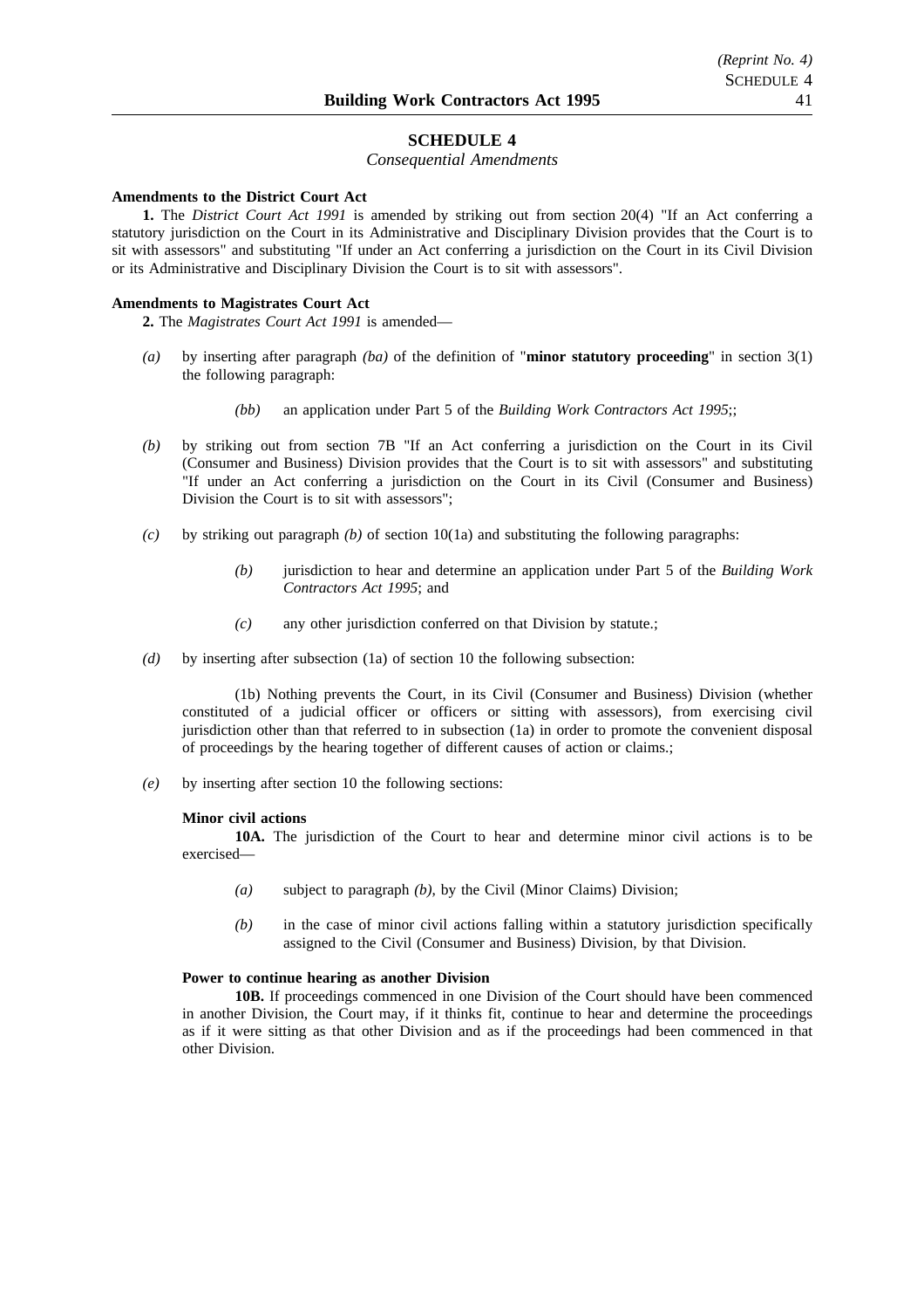# SCHEDULE 4

*Consequential Amendments*

**Amendments to the District Court Act**

**1.** The *District Court Act 1991* is amended by striking out from section 20(4) "If an Act conferring a statutory jurisdiction on the Court in its Administrative and Disciplinary Division provides that the Court is to sit with assessors" and substituting "If under an Act conferring a jurisdiction on the Court in its Civil Division or its Administrative and Disciplinary Division the Court is to sit with assessors".

**Amendments to Magistrates Court Act**

**2.** The *Magistrates Court Act 1991* is amended—

*(a)* by inserting after paragraph *(ba)* of the definition of "**minor statutory proceeding**" in section 3(1) the following paragraph:

> *(bb)* an application under Part 5 of the *Building Work Contractors Act 1995*;;

*(b)* by striking out from section 7B "If an Act conferring a jurisdiction on the Court in its Civil (Consumer and Business) Division provides that the Court is to sit with assessors" and substituting "If under an Act conferring a jurisdiction on the Court in its Civil (Consumer and Business) Division the Court is to sit with assessors";

*(c)* by striking out paragraph *(b)* of section 10(1a) and substituting the following paragraphs:

> *(b)* jurisdiction to hear and determine an application under Part 5 of the *Building Work Contractors Act 1995*; and
>
> *(c)* any other jurisdiction conferred on that Division by statute.;

*(d)* by inserting after subsection (1a) of section 10 the following subsection:

> (1b) Nothing prevents the Court, in its Civil (Consumer and Business) Division (whether constituted of a judicial officer or officers or sitting with assessors), from exercising civil jurisdiction other than that referred to in subsection (1a) in order to promote the convenient disposal of proceedings by the hearing together of different causes of action or claims.;

*(e)* by inserting after section 10 the following sections:

> **Minor civil actions**
>
> **10A.** The jurisdiction of the Court to hear and determine minor civil actions is to be exercised—
>
> *(a)* subject to paragraph *(b)*, by the Civil (Minor Claims) Division;
>
> *(b)* in the case of minor civil actions falling within a statutory jurisdiction specifically assigned to the Civil (Consumer and Business) Division, by that Division.
>
> **Power to continue hearing as another Division**
>
> **10B.** If proceedings commenced in one Division of the Court should have been commenced in another Division, the Court may, if it thinks fit, continue to hear and determine the proceedings as if it were sitting as that other Division and as if the proceedings had been commenced in that other Division.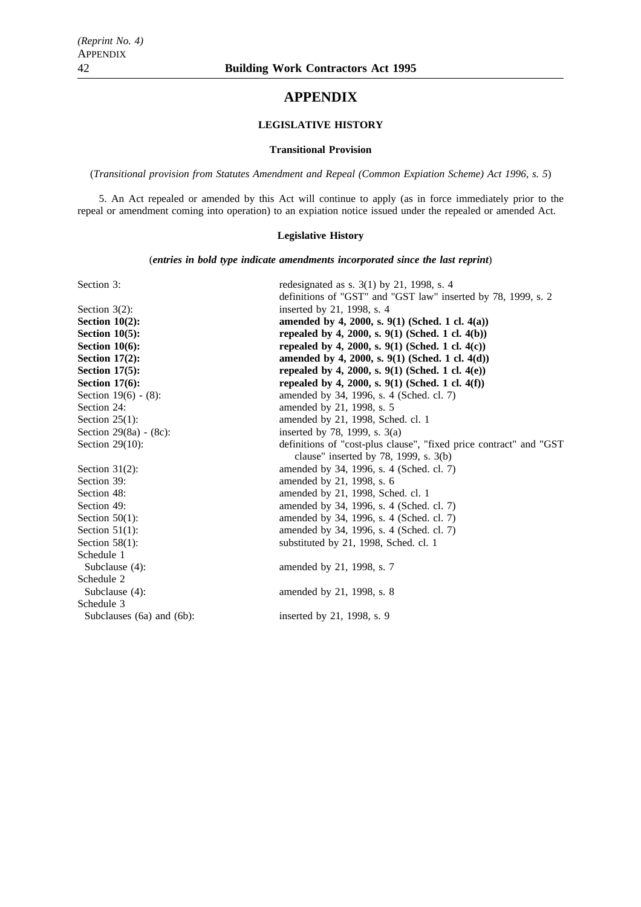# APPENDIX

## LEGISLATIVE HISTORY

### Transitional Provision

(*Transitional provision from Statutes Amendment and Repeal (Common Expiation Scheme) Act 1996, s. 5*)

5. An Act repealed or amended by this Act will continue to apply (as in force immediately prior to the repeal or amendment coming into operation) to an expiation notice issued under the repealed or amended Act.

### Legislative History

(***entries in bold type indicate amendments incorporated since the last reprint***)

| | |
|---|---|
| Section 3: | redesignated as s. 3(1) by 21, 1998, s. 4 |
| | definitions of "GST" and "GST law" inserted by 78, 1999, s. 2 |
| Section 3(2): | inserted by 21, 1998, s. 4 |
| **Section 10(2):** | **amended by 4, 2000, s. 9(1) (Sched. 1 cl. 4(a))** |
| **Section 10(5):** | **repealed by 4, 2000, s. 9(1) (Sched. 1 cl. 4(b))** |
| **Section 10(6):** | **repealed by 4, 2000, s. 9(1) (Sched. 1 cl. 4(c))** |
| **Section 17(2):** | **amended by 4, 2000, s. 9(1) (Sched. 1 cl. 4(d))** |
| **Section 17(5):** | **repealed by 4, 2000, s. 9(1) (Sched. 1 cl. 4(e))** |
| **Section 17(6):** | **repealed by 4, 2000, s. 9(1) (Sched. 1 cl. 4(f))** |
| Section 19(6) - (8): | amended by 34, 1996, s. 4 (Sched. cl. 7) |
| Section 24: | amended by 21, 1998, s. 5 |
| Section 25(1): | amended by 21, 1998, Sched. cl. 1 |
| Section 29(8a) - (8c): | inserted by 78, 1999, s. 3(a) |
| Section 29(10): | definitions of "cost-plus clause", "fixed price contract" and "GST clause" inserted by 78, 1999, s. 3(b) |
| Section 31(2): | amended by 34, 1996, s. 4 (Sched. cl. 7) |
| Section 39: | amended by 21, 1998, s. 6 |
| Section 48: | amended by 21, 1998, Sched. cl. 1 |
| Section 49: | amended by 34, 1996, s. 4 (Sched. cl. 7) |
| Section 50(1): | amended by 34, 1996, s. 4 (Sched. cl. 7) |
| Section 51(1): | amended by 34, 1996, s. 4 (Sched. cl. 7) |
| Section 58(1): | substituted by 21, 1998, Sched. cl. 1 |
| Schedule 1 | |
| Subclause (4): | amended by 21, 1998, s. 7 |
| Schedule 2 | |
| Subclause (4): | amended by 21, 1998, s. 8 |
| Schedule 3 | |
| Subclauses (6a) and (6b): | inserted by 21, 1998, s. 9 |